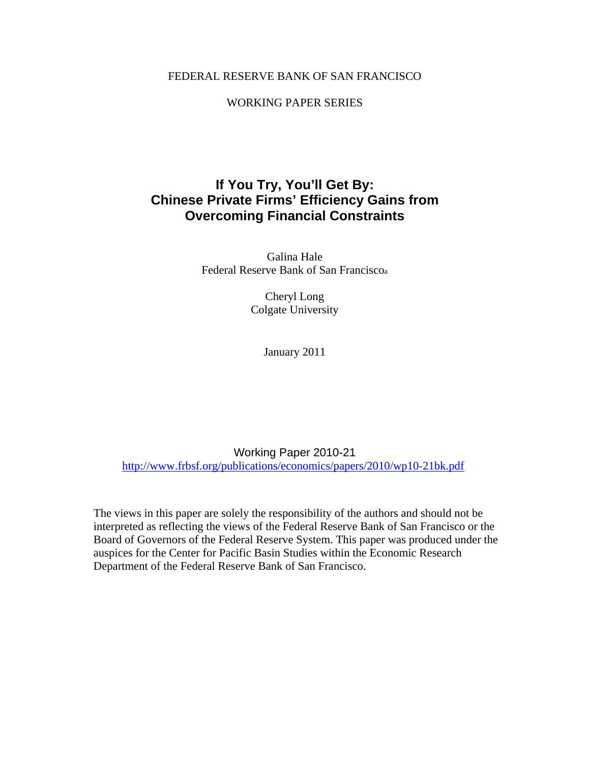FEDERAL RESERVE BANK OF SAN FRANCISCO

WORKING PAPER SERIES

# If You Try, You'll Get By: Chinese Private Firms' Efficiency Gains from Overcoming Financial Constraints

Galina Hale
Federal Reserve Bank of San Francisco[a]

Cheryl Long
Colgate University

January 2011

Working Paper 2010-21
http://www.frbsf.org/publications/economics/papers/2010/wp10-21bk.pdf

The views in this paper are solely the responsibility of the authors and should not be interpreted as reflecting the views of the Federal Reserve Bank of San Francisco or the Board of Governors of the Federal Reserve System. This paper was produced under the auspices for the Center for Pacific Basin Studies within the Economic Research Department of the Federal Reserve Bank of San Francisco.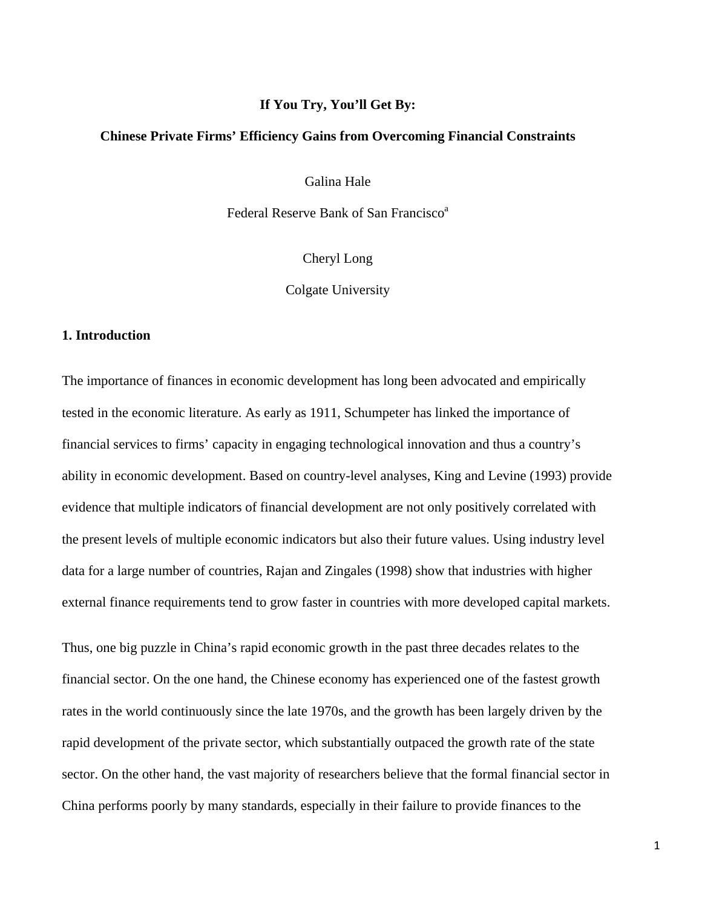**If You Try, You'll Get By:**

**Chinese Private Firms' Efficiency Gains from Overcoming Financial Constraints**

Galina Hale

Federal Reserve Bank of San Francisco[a]

Cheryl Long

Colgate University

## 1. Introduction

The importance of finances in economic development has long been advocated and empirically tested in the economic literature. As early as 1911, Schumpeter has linked the importance of financial services to firms' capacity in engaging technological innovation and thus a country's ability in economic development. Based on country-level analyses, King and Levine (1993) provide evidence that multiple indicators of financial development are not only positively correlated with the present levels of multiple economic indicators but also their future values. Using industry level data for a large number of countries, Rajan and Zingales (1998) show that industries with higher external finance requirements tend to grow faster in countries with more developed capital markets.

Thus, one big puzzle in China's rapid economic growth in the past three decades relates to the financial sector. On the one hand, the Chinese economy has experienced one of the fastest growth rates in the world continuously since the late 1970s, and the growth has been largely driven by the rapid development of the private sector, which substantially outpaced the growth rate of the state sector. On the other hand, the vast majority of researchers believe that the formal financial sector in China performs poorly by many standards, especially in their failure to provide finances to the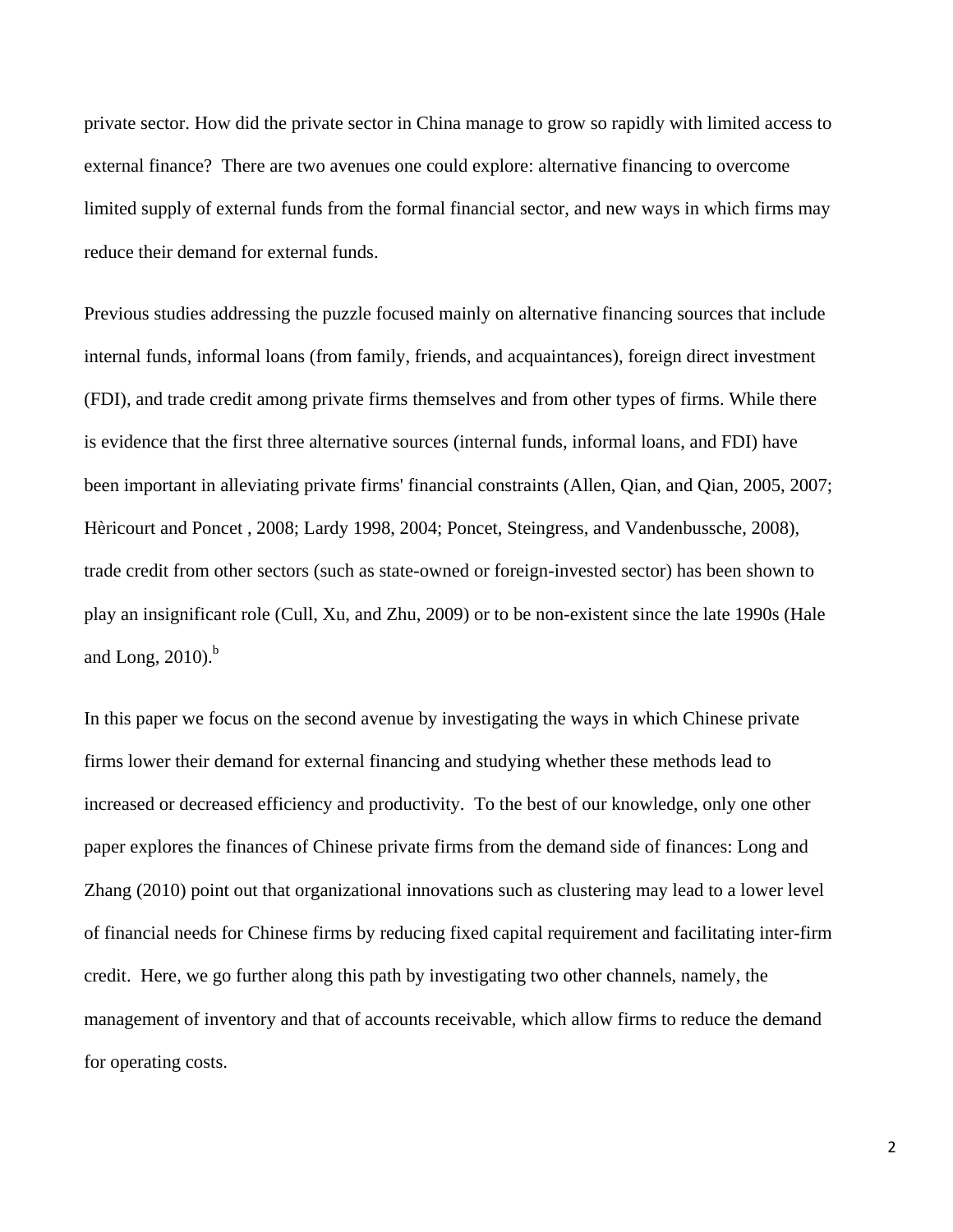private sector. How did the private sector in China manage to grow so rapidly with limited access to external finance? There are two avenues one could explore: alternative financing to overcome limited supply of external funds from the formal financial sector, and new ways in which firms may reduce their demand for external funds.

Previous studies addressing the puzzle focused mainly on alternative financing sources that include internal funds, informal loans (from family, friends, and acquaintances), foreign direct investment (FDI), and trade credit among private firms themselves and from other types of firms. While there is evidence that the first three alternative sources (internal funds, informal loans, and FDI) have been important in alleviating private firms' financial constraints (Allen, Qian, and Qian, 2005, 2007; Hèricourt and Poncet , 2008; Lardy 1998, 2004; Poncet, Steingress, and Vandenbussche, 2008), trade credit from other sectors (such as state-owned or foreign-invested sector) has been shown to play an insignificant role (Cull, Xu, and Zhu, 2009) or to be non-existent since the late 1990s (Hale and Long, 2010).[b]

In this paper we focus on the second avenue by investigating the ways in which Chinese private firms lower their demand for external financing and studying whether these methods lead to increased or decreased efficiency and productivity. To the best of our knowledge, only one other paper explores the finances of Chinese private firms from the demand side of finances: Long and Zhang (2010) point out that organizational innovations such as clustering may lead to a lower level of financial needs for Chinese firms by reducing fixed capital requirement and facilitating inter-firm credit. Here, we go further along this path by investigating two other channels, namely, the management of inventory and that of accounts receivable, which allow firms to reduce the demand for operating costs.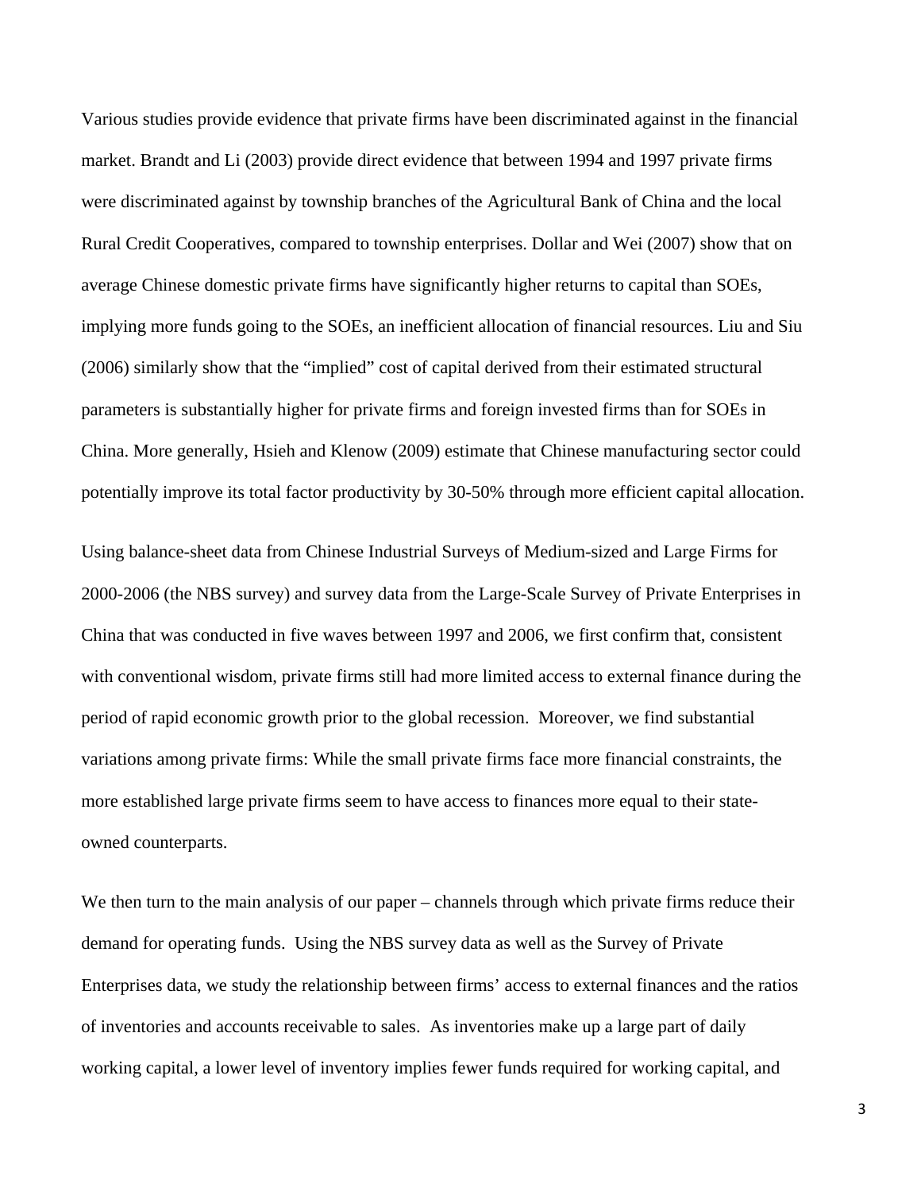Various studies provide evidence that private firms have been discriminated against in the financial market. Brandt and Li (2003) provide direct evidence that between 1994 and 1997 private firms were discriminated against by township branches of the Agricultural Bank of China and the local Rural Credit Cooperatives, compared to township enterprises. Dollar and Wei (2007) show that on average Chinese domestic private firms have significantly higher returns to capital than SOEs, implying more funds going to the SOEs, an inefficient allocation of financial resources. Liu and Siu (2006) similarly show that the "implied" cost of capital derived from their estimated structural parameters is substantially higher for private firms and foreign invested firms than for SOEs in China. More generally, Hsieh and Klenow (2009) estimate that Chinese manufacturing sector could potentially improve its total factor productivity by 30-50% through more efficient capital allocation.

Using balance-sheet data from Chinese Industrial Surveys of Medium-sized and Large Firms for 2000-2006 (the NBS survey) and survey data from the Large-Scale Survey of Private Enterprises in China that was conducted in five waves between 1997 and 2006, we first confirm that, consistent with conventional wisdom, private firms still had more limited access to external finance during the period of rapid economic growth prior to the global recession. Moreover, we find substantial variations among private firms: While the small private firms face more financial constraints, the more established large private firms seem to have access to finances more equal to their state-owned counterparts.

We then turn to the main analysis of our paper – channels through which private firms reduce their demand for operating funds. Using the NBS survey data as well as the Survey of Private Enterprises data, we study the relationship between firms' access to external finances and the ratios of inventories and accounts receivable to sales. As inventories make up a large part of daily working capital, a lower level of inventory implies fewer funds required for working capital, and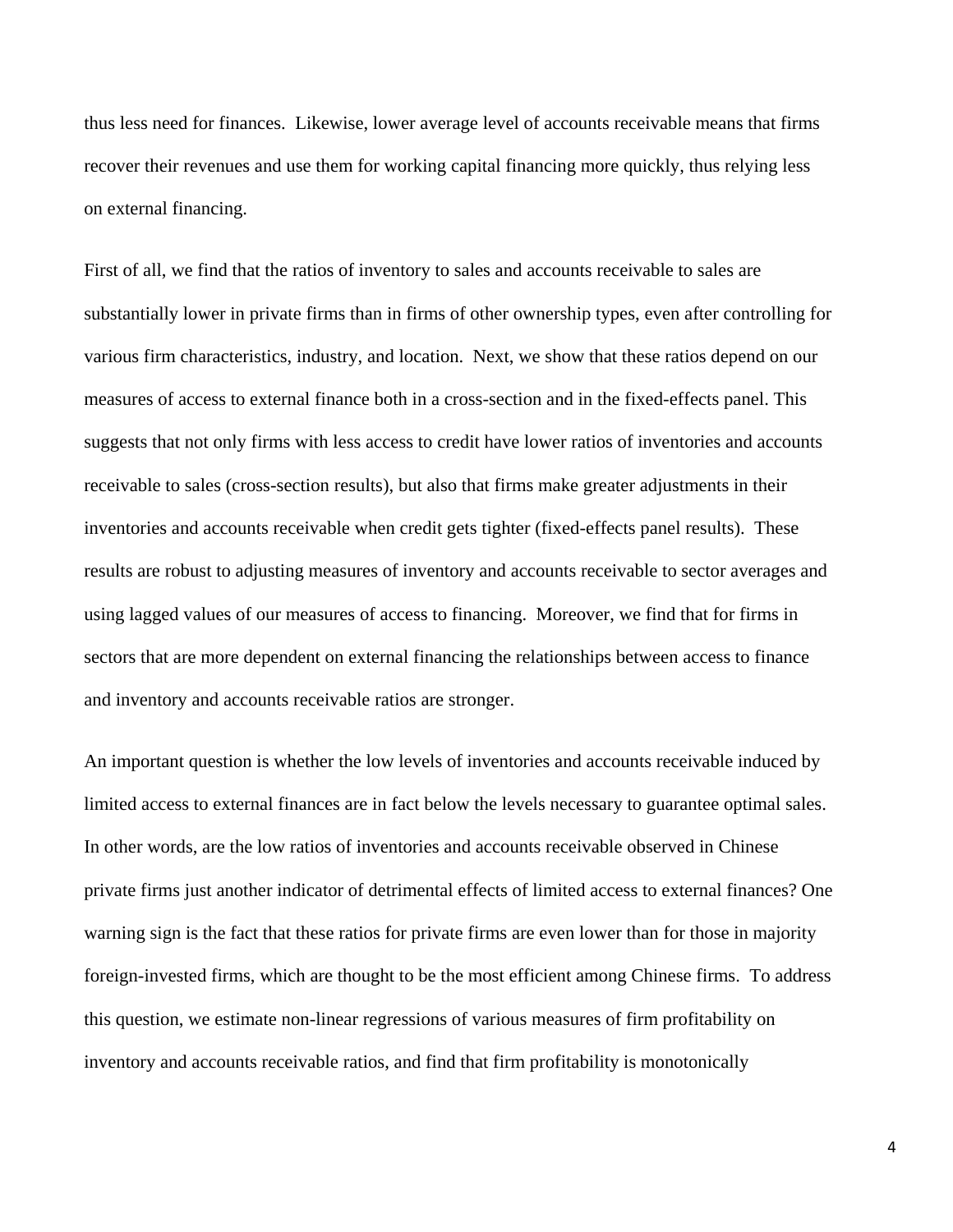thus less need for finances. Likewise, lower average level of accounts receivable means that firms recover their revenues and use them for working capital financing more quickly, thus relying less on external financing.

First of all, we find that the ratios of inventory to sales and accounts receivable to sales are substantially lower in private firms than in firms of other ownership types, even after controlling for various firm characteristics, industry, and location. Next, we show that these ratios depend on our measures of access to external finance both in a cross-section and in the fixed-effects panel. This suggests that not only firms with less access to credit have lower ratios of inventories and accounts receivable to sales (cross-section results), but also that firms make greater adjustments in their inventories and accounts receivable when credit gets tighter (fixed-effects panel results). These results are robust to adjusting measures of inventory and accounts receivable to sector averages and using lagged values of our measures of access to financing. Moreover, we find that for firms in sectors that are more dependent on external financing the relationships between access to finance and inventory and accounts receivable ratios are stronger.

An important question is whether the low levels of inventories and accounts receivable induced by limited access to external finances are in fact below the levels necessary to guarantee optimal sales. In other words, are the low ratios of inventories and accounts receivable observed in Chinese private firms just another indicator of detrimental effects of limited access to external finances? One warning sign is the fact that these ratios for private firms are even lower than for those in majority foreign-invested firms, which are thought to be the most efficient among Chinese firms. To address this question, we estimate non-linear regressions of various measures of firm profitability on inventory and accounts receivable ratios, and find that firm profitability is monotonically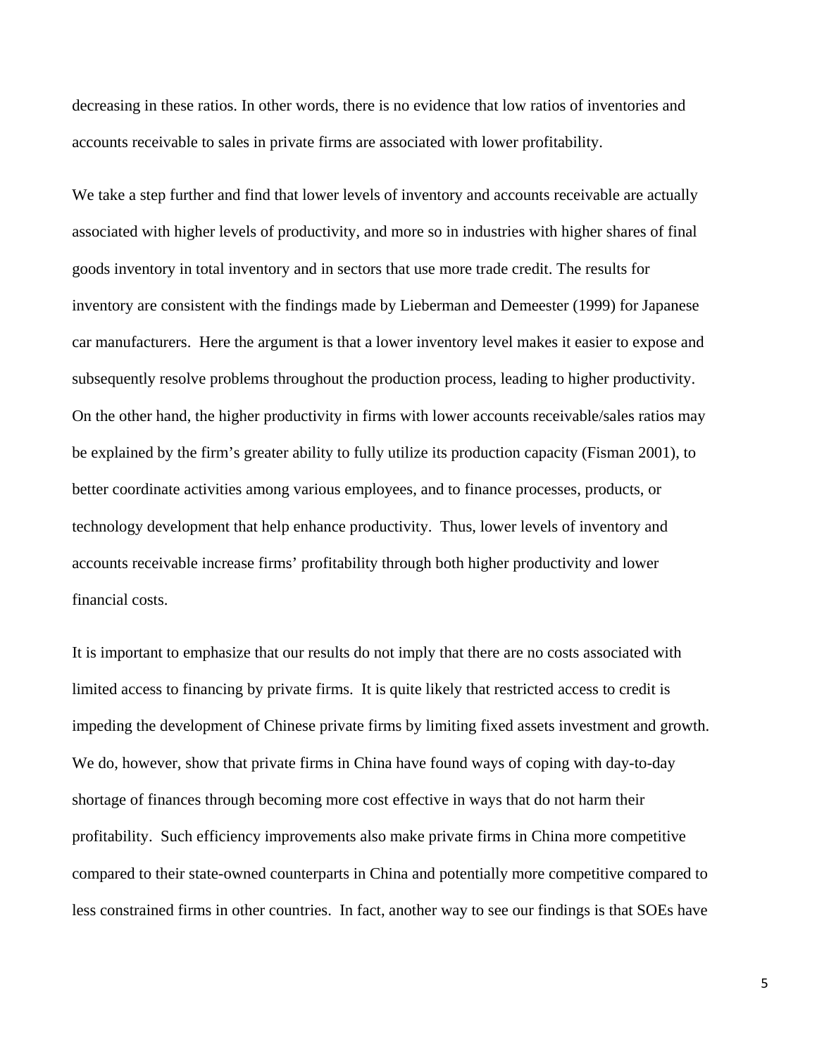decreasing in these ratios. In other words, there is no evidence that low ratios of inventories and accounts receivable to sales in private firms are associated with lower profitability.

We take a step further and find that lower levels of inventory and accounts receivable are actually associated with higher levels of productivity, and more so in industries with higher shares of final goods inventory in total inventory and in sectors that use more trade credit. The results for inventory are consistent with the findings made by Lieberman and Demeester (1999) for Japanese car manufacturers. Here the argument is that a lower inventory level makes it easier to expose and subsequently resolve problems throughout the production process, leading to higher productivity. On the other hand, the higher productivity in firms with lower accounts receivable/sales ratios may be explained by the firm's greater ability to fully utilize its production capacity (Fisman 2001), to better coordinate activities among various employees, and to finance processes, products, or technology development that help enhance productivity. Thus, lower levels of inventory and accounts receivable increase firms' profitability through both higher productivity and lower financial costs.

It is important to emphasize that our results do not imply that there are no costs associated with limited access to financing by private firms. It is quite likely that restricted access to credit is impeding the development of Chinese private firms by limiting fixed assets investment and growth. We do, however, show that private firms in China have found ways of coping with day-to-day shortage of finances through becoming more cost effective in ways that do not harm their profitability. Such efficiency improvements also make private firms in China more competitive compared to their state-owned counterparts in China and potentially more competitive compared to less constrained firms in other countries. In fact, another way to see our findings is that SOEs have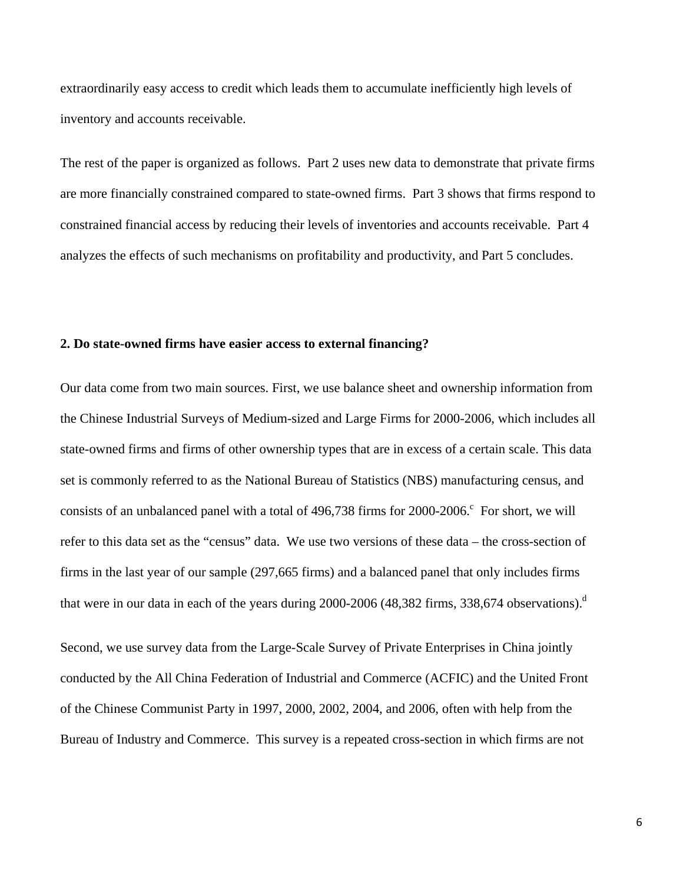extraordinarily easy access to credit which leads them to accumulate inefficiently high levels of inventory and accounts receivable.

The rest of the paper is organized as follows. Part 2 uses new data to demonstrate that private firms are more financially constrained compared to state-owned firms. Part 3 shows that firms respond to constrained financial access by reducing their levels of inventories and accounts receivable. Part 4 analyzes the effects of such mechanisms on profitability and productivity, and Part 5 concludes.

## 2. Do state-owned firms have easier access to external financing?

Our data come from two main sources. First, we use balance sheet and ownership information from the Chinese Industrial Surveys of Medium-sized and Large Firms for 2000-2006, which includes all state-owned firms and firms of other ownership types that are in excess of a certain scale. This data set is commonly referred to as the National Bureau of Statistics (NBS) manufacturing census, and consists of an unbalanced panel with a total of 496,738 firms for 2000-2006.[c] For short, we will refer to this data set as the "census" data. We use two versions of these data – the cross-section of firms in the last year of our sample (297,665 firms) and a balanced panel that only includes firms that were in our data in each of the years during 2000-2006 (48,382 firms, 338,674 observations).[d]

Second, we use survey data from the Large-Scale Survey of Private Enterprises in China jointly conducted by the All China Federation of Industrial and Commerce (ACFIC) and the United Front of the Chinese Communist Party in 1997, 2000, 2002, 2004, and 2006, often with help from the Bureau of Industry and Commerce. This survey is a repeated cross-section in which firms are not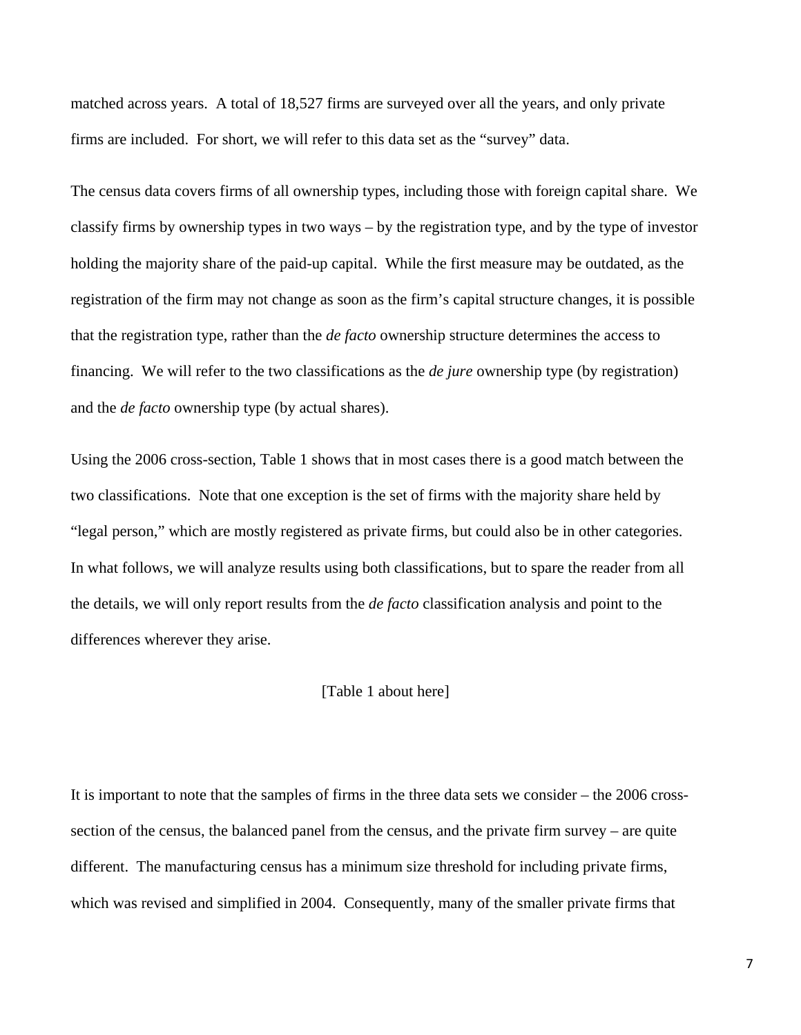matched across years. A total of 18,527 firms are surveyed over all the years, and only private firms are included. For short, we will refer to this data set as the "survey" data.

The census data covers firms of all ownership types, including those with foreign capital share. We classify firms by ownership types in two ways – by the registration type, and by the type of investor holding the majority share of the paid-up capital. While the first measure may be outdated, as the registration of the firm may not change as soon as the firm's capital structure changes, it is possible that the registration type, rather than the *de facto* ownership structure determines the access to financing. We will refer to the two classifications as the *de jure* ownership type (by registration) and the *de facto* ownership type (by actual shares).

Using the 2006 cross-section, Table 1 shows that in most cases there is a good match between the two classifications. Note that one exception is the set of firms with the majority share held by "legal person," which are mostly registered as private firms, but could also be in other categories. In what follows, we will analyze results using both classifications, but to spare the reader from all the details, we will only report results from the *de facto* classification analysis and point to the differences wherever they arise.

[Table 1 about here]

It is important to note that the samples of firms in the three data sets we consider – the 2006 cross-section of the census, the balanced panel from the census, and the private firm survey – are quite different. The manufacturing census has a minimum size threshold for including private firms, which was revised and simplified in 2004. Consequently, many of the smaller private firms that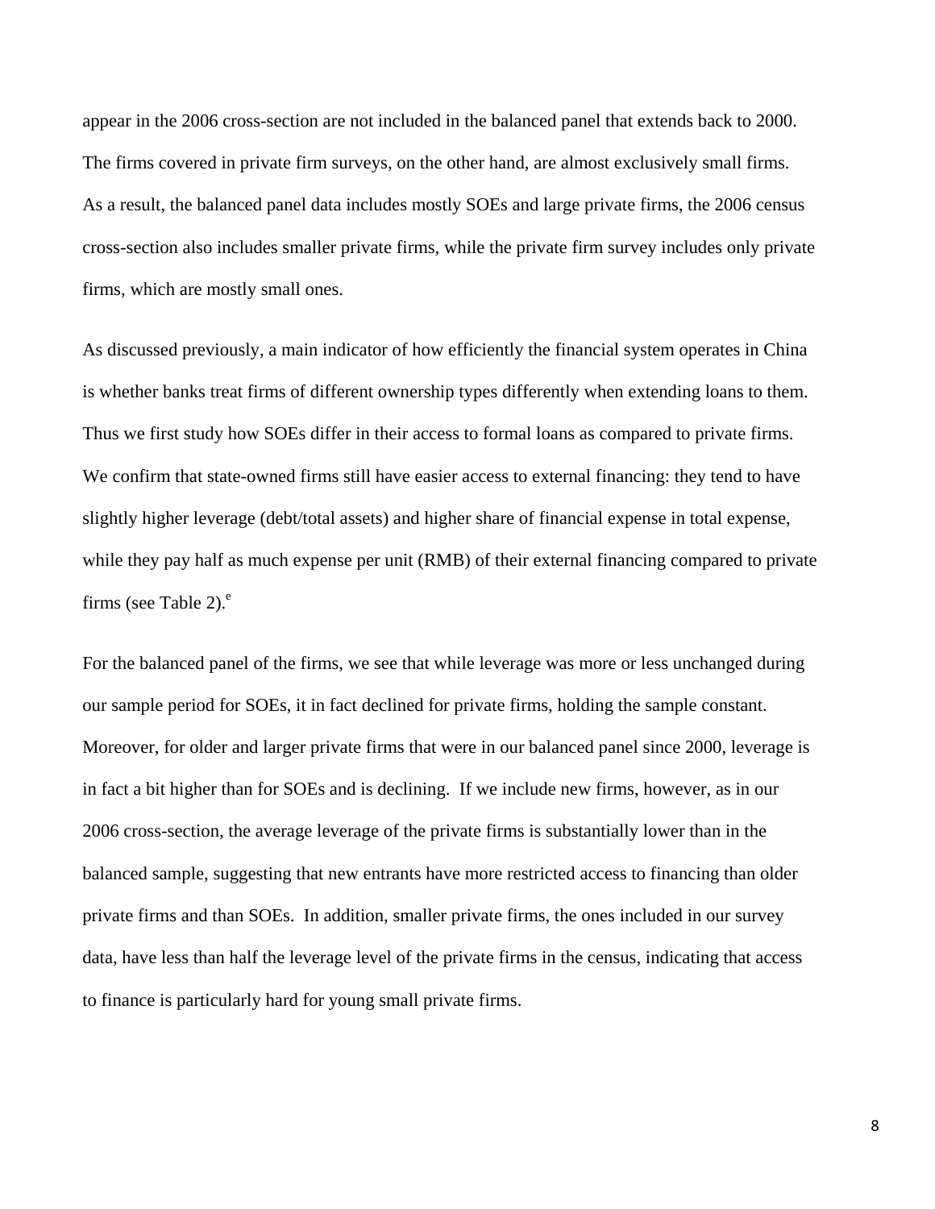appear in the 2006 cross-section are not included in the balanced panel that extends back to 2000. The firms covered in private firm surveys, on the other hand, are almost exclusively small firms. As a result, the balanced panel data includes mostly SOEs and large private firms, the 2006 census cross-section also includes smaller private firms, while the private firm survey includes only private firms, which are mostly small ones.

As discussed previously, a main indicator of how efficiently the financial system operates in China is whether banks treat firms of different ownership types differently when extending loans to them. Thus we first study how SOEs differ in their access to formal loans as compared to private firms. We confirm that state-owned firms still have easier access to external financing: they tend to have slightly higher leverage (debt/total assets) and higher share of financial expense in total expense, while they pay half as much expense per unit (RMB) of their external financing compared to private firms (see Table 2).[e]

For the balanced panel of the firms, we see that while leverage was more or less unchanged during our sample period for SOEs, it in fact declined for private firms, holding the sample constant. Moreover, for older and larger private firms that were in our balanced panel since 2000, leverage is in fact a bit higher than for SOEs and is declining. If we include new firms, however, as in our 2006 cross-section, the average leverage of the private firms is substantially lower than in the balanced sample, suggesting that new entrants have more restricted access to financing than older private firms and than SOEs. In addition, smaller private firms, the ones included in our survey data, have less than half the leverage level of the private firms in the census, indicating that access to finance is particularly hard for young small private firms.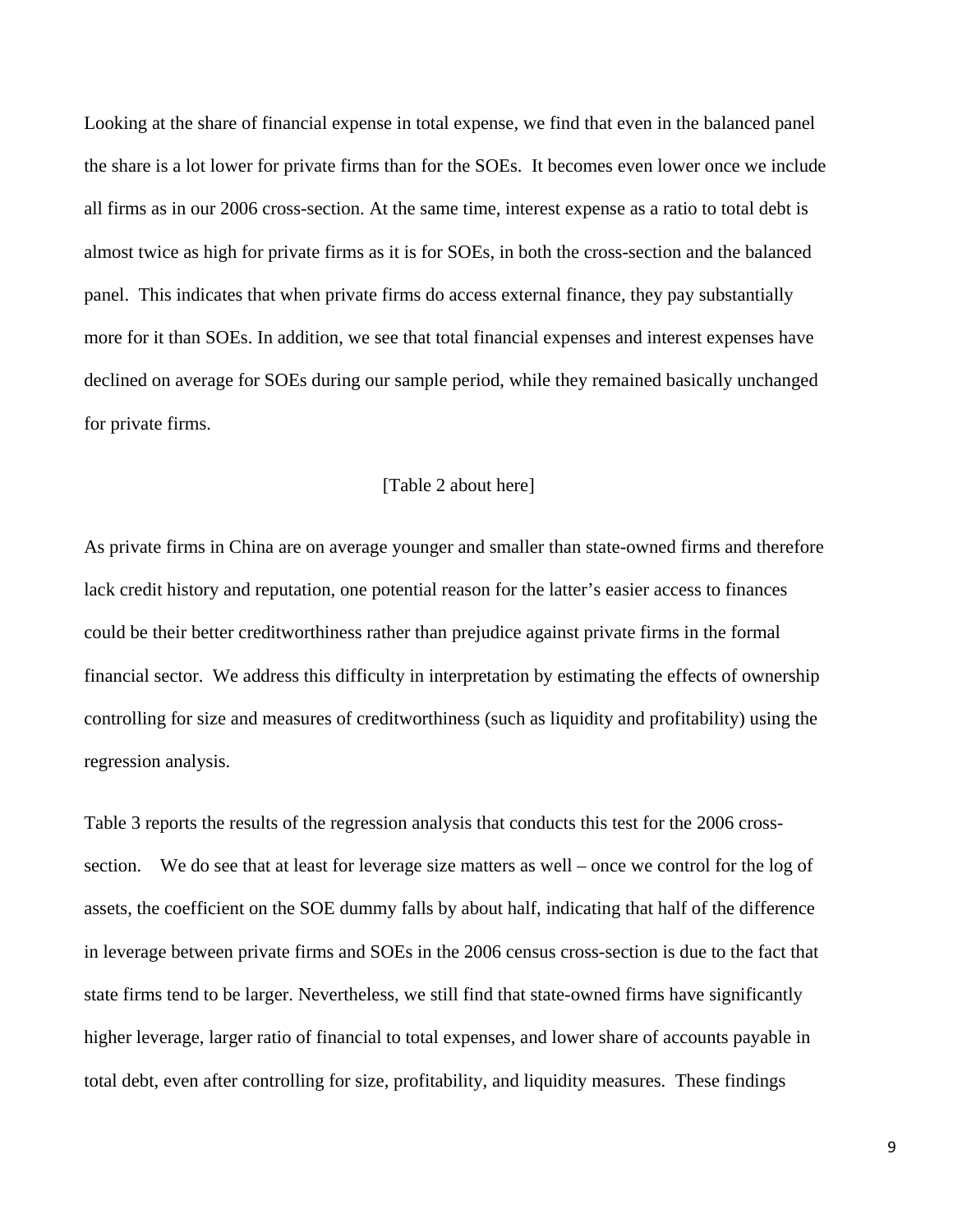Looking at the share of financial expense in total expense, we find that even in the balanced panel the share is a lot lower for private firms than for the SOEs. It becomes even lower once we include all firms as in our 2006 cross-section. At the same time, interest expense as a ratio to total debt is almost twice as high for private firms as it is for SOEs, in both the cross-section and the balanced panel. This indicates that when private firms do access external finance, they pay substantially more for it than SOEs. In addition, we see that total financial expenses and interest expenses have declined on average for SOEs during our sample period, while they remained basically unchanged for private firms.

[Table 2 about here]

As private firms in China are on average younger and smaller than state-owned firms and therefore lack credit history and reputation, one potential reason for the latter's easier access to finances could be their better creditworthiness rather than prejudice against private firms in the formal financial sector. We address this difficulty in interpretation by estimating the effects of ownership controlling for size and measures of creditworthiness (such as liquidity and profitability) using the regression analysis.

Table 3 reports the results of the regression analysis that conducts this test for the 2006 cross-section. We do see that at least for leverage size matters as well – once we control for the log of assets, the coefficient on the SOE dummy falls by about half, indicating that half of the difference in leverage between private firms and SOEs in the 2006 census cross-section is due to the fact that state firms tend to be larger. Nevertheless, we still find that state-owned firms have significantly higher leverage, larger ratio of financial to total expenses, and lower share of accounts payable in total debt, even after controlling for size, profitability, and liquidity measures. These findings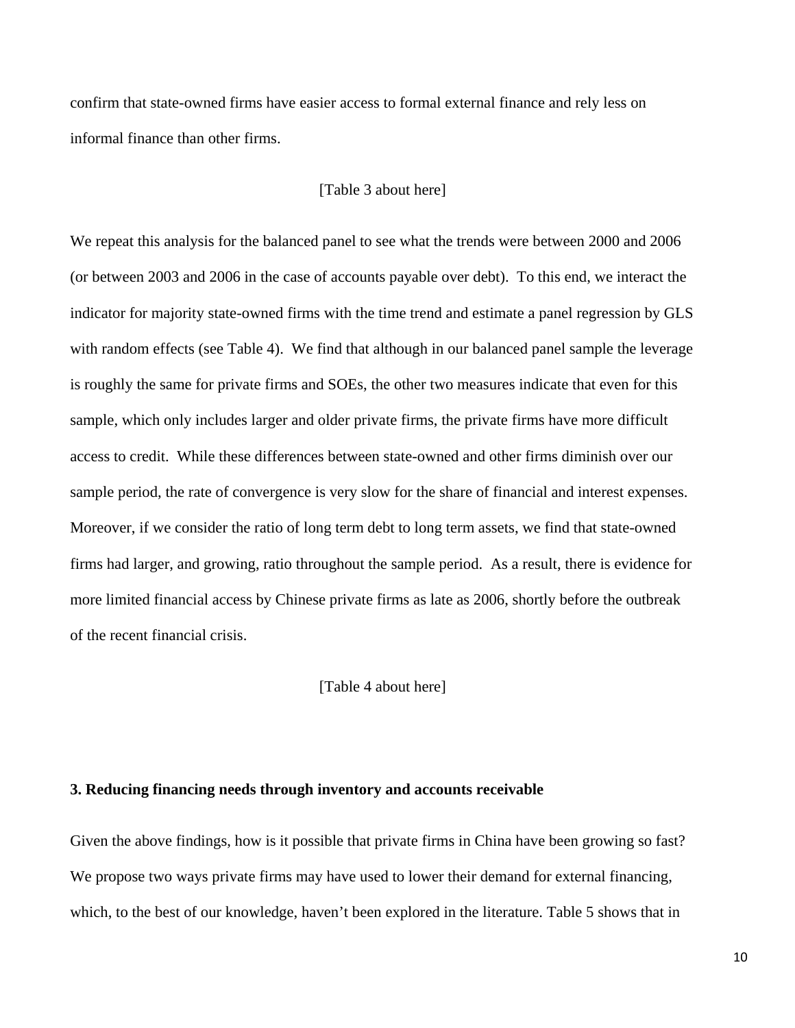confirm that state-owned firms have easier access to formal external finance and rely less on informal finance than other firms.

[Table 3 about here]

We repeat this analysis for the balanced panel to see what the trends were between 2000 and 2006 (or between 2003 and 2006 in the case of accounts payable over debt). To this end, we interact the indicator for majority state-owned firms with the time trend and estimate a panel regression by GLS with random effects (see Table 4). We find that although in our balanced panel sample the leverage is roughly the same for private firms and SOEs, the other two measures indicate that even for this sample, which only includes larger and older private firms, the private firms have more difficult access to credit. While these differences between state-owned and other firms diminish over our sample period, the rate of convergence is very slow for the share of financial and interest expenses. Moreover, if we consider the ratio of long term debt to long term assets, we find that state-owned firms had larger, and growing, ratio throughout the sample period. As a result, there is evidence for more limited financial access by Chinese private firms as late as 2006, shortly before the outbreak of the recent financial crisis.

[Table 4 about here]

### 3. Reducing financing needs through inventory and accounts receivable

Given the above findings, how is it possible that private firms in China have been growing so fast? We propose two ways private firms may have used to lower their demand for external financing, which, to the best of our knowledge, haven't been explored in the literature. Table 5 shows that in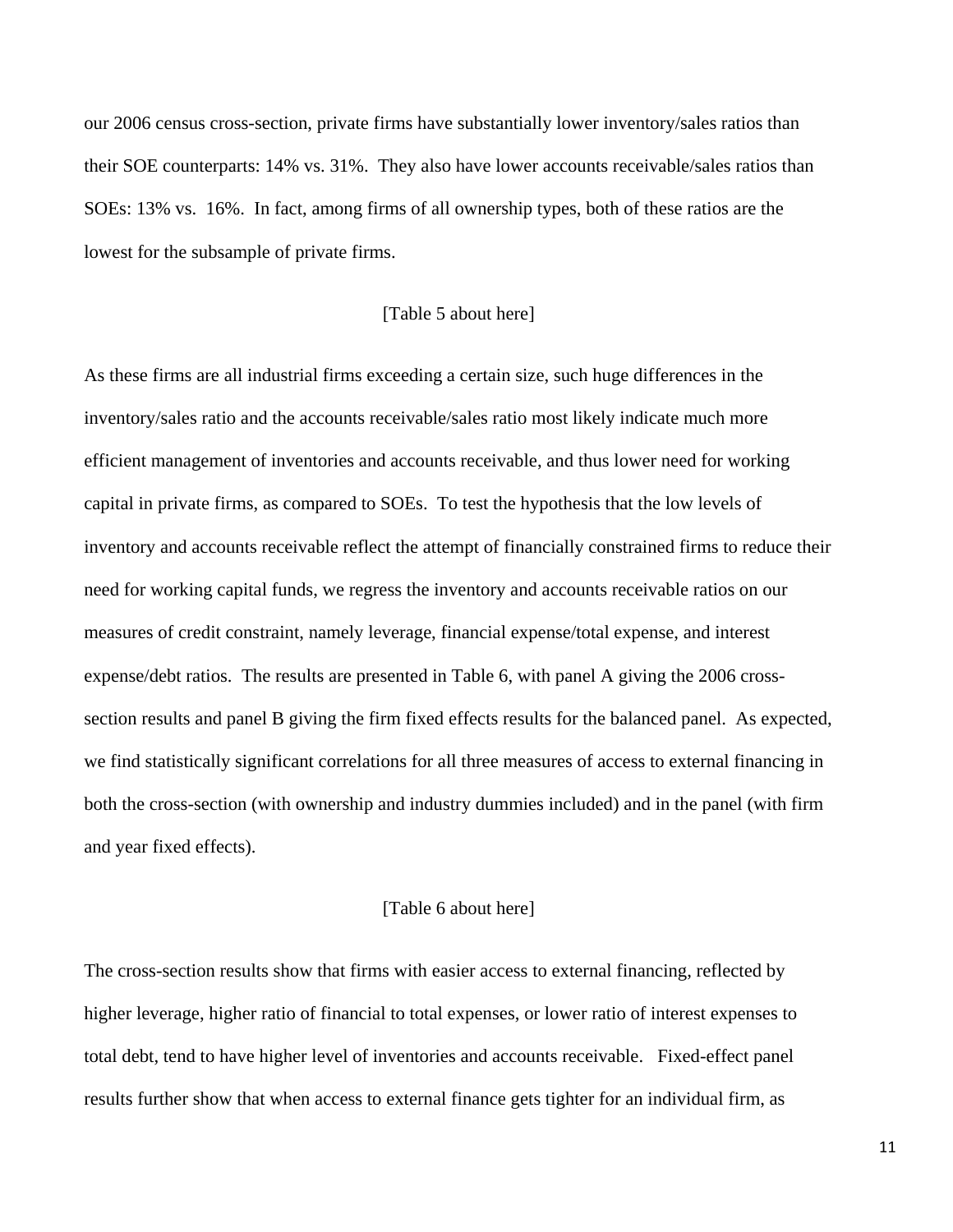our 2006 census cross-section, private firms have substantially lower inventory/sales ratios than their SOE counterparts: 14% vs. 31%. They also have lower accounts receivable/sales ratios than SOEs: 13% vs. 16%. In fact, among firms of all ownership types, both of these ratios are the lowest for the subsample of private firms.

[Table 5 about here]

As these firms are all industrial firms exceeding a certain size, such huge differences in the inventory/sales ratio and the accounts receivable/sales ratio most likely indicate much more efficient management of inventories and accounts receivable, and thus lower need for working capital in private firms, as compared to SOEs. To test the hypothesis that the low levels of inventory and accounts receivable reflect the attempt of financially constrained firms to reduce their need for working capital funds, we regress the inventory and accounts receivable ratios on our measures of credit constraint, namely leverage, financial expense/total expense, and interest expense/debt ratios. The results are presented in Table 6, with panel A giving the 2006 cross-section results and panel B giving the firm fixed effects results for the balanced panel. As expected, we find statistically significant correlations for all three measures of access to external financing in both the cross-section (with ownership and industry dummies included) and in the panel (with firm and year fixed effects).

[Table 6 about here]

The cross-section results show that firms with easier access to external financing, reflected by higher leverage, higher ratio of financial to total expenses, or lower ratio of interest expenses to total debt, tend to have higher level of inventories and accounts receivable. Fixed-effect panel results further show that when access to external finance gets tighter for an individual firm, as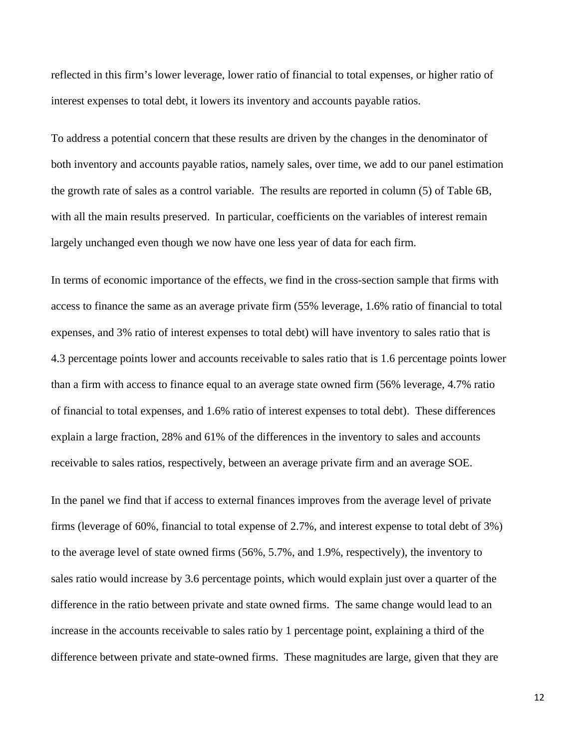reflected in this firm's lower leverage, lower ratio of financial to total expenses, or higher ratio of interest expenses to total debt, it lowers its inventory and accounts payable ratios.

To address a potential concern that these results are driven by the changes in the denominator of both inventory and accounts payable ratios, namely sales, over time, we add to our panel estimation the growth rate of sales as a control variable. The results are reported in column (5) of Table 6B, with all the main results preserved. In particular, coefficients on the variables of interest remain largely unchanged even though we now have one less year of data for each firm.

In terms of economic importance of the effects, we find in the cross-section sample that firms with access to finance the same as an average private firm (55% leverage, 1.6% ratio of financial to total expenses, and 3% ratio of interest expenses to total debt) will have inventory to sales ratio that is 4.3 percentage points lower and accounts receivable to sales ratio that is 1.6 percentage points lower than a firm with access to finance equal to an average state owned firm (56% leverage, 4.7% ratio of financial to total expenses, and 1.6% ratio of interest expenses to total debt). These differences explain a large fraction, 28% and 61% of the differences in the inventory to sales and accounts receivable to sales ratios, respectively, between an average private firm and an average SOE.

In the panel we find that if access to external finances improves from the average level of private firms (leverage of 60%, financial to total expense of 2.7%, and interest expense to total debt of 3%) to the average level of state owned firms (56%, 5.7%, and 1.9%, respectively), the inventory to sales ratio would increase by 3.6 percentage points, which would explain just over a quarter of the difference in the ratio between private and state owned firms. The same change would lead to an increase in the accounts receivable to sales ratio by 1 percentage point, explaining a third of the difference between private and state-owned firms. These magnitudes are large, given that they are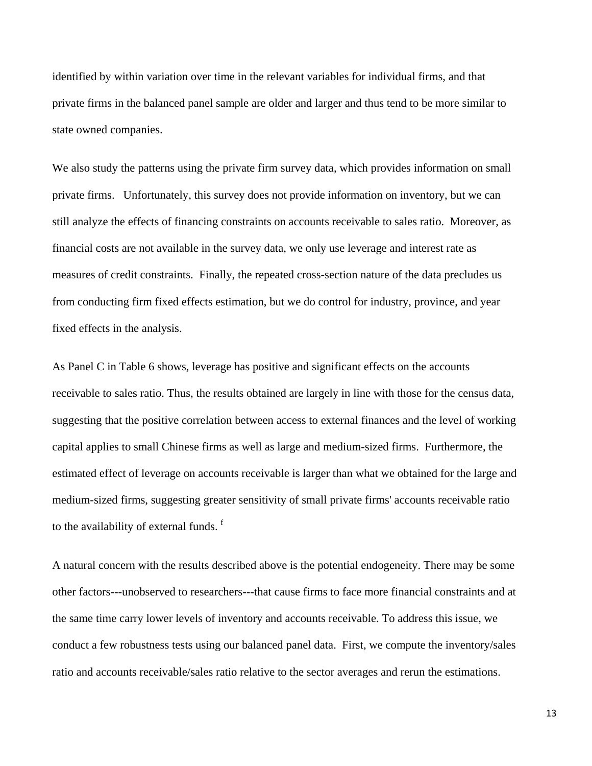identified by within variation over time in the relevant variables for individual firms, and that private firms in the balanced panel sample are older and larger and thus tend to be more similar to state owned companies.

We also study the patterns using the private firm survey data, which provides information on small private firms. Unfortunately, this survey does not provide information on inventory, but we can still analyze the effects of financing constraints on accounts receivable to sales ratio. Moreover, as financial costs are not available in the survey data, we only use leverage and interest rate as measures of credit constraints. Finally, the repeated cross-section nature of the data precludes us from conducting firm fixed effects estimation, but we do control for industry, province, and year fixed effects in the analysis.

As Panel C in Table 6 shows, leverage has positive and significant effects on the accounts receivable to sales ratio. Thus, the results obtained are largely in line with those for the census data, suggesting that the positive correlation between access to external finances and the level of working capital applies to small Chinese firms as well as large and medium-sized firms. Furthermore, the estimated effect of leverage on accounts receivable is larger than what we obtained for the large and medium-sized firms, suggesting greater sensitivity of small private firms' accounts receivable ratio to the availability of external funds. [f]

A natural concern with the results described above is the potential endogeneity. There may be some other factors---unobserved to researchers---that cause firms to face more financial constraints and at the same time carry lower levels of inventory and accounts receivable. To address this issue, we conduct a few robustness tests using our balanced panel data. First, we compute the inventory/sales ratio and accounts receivable/sales ratio relative to the sector averages and rerun the estimations.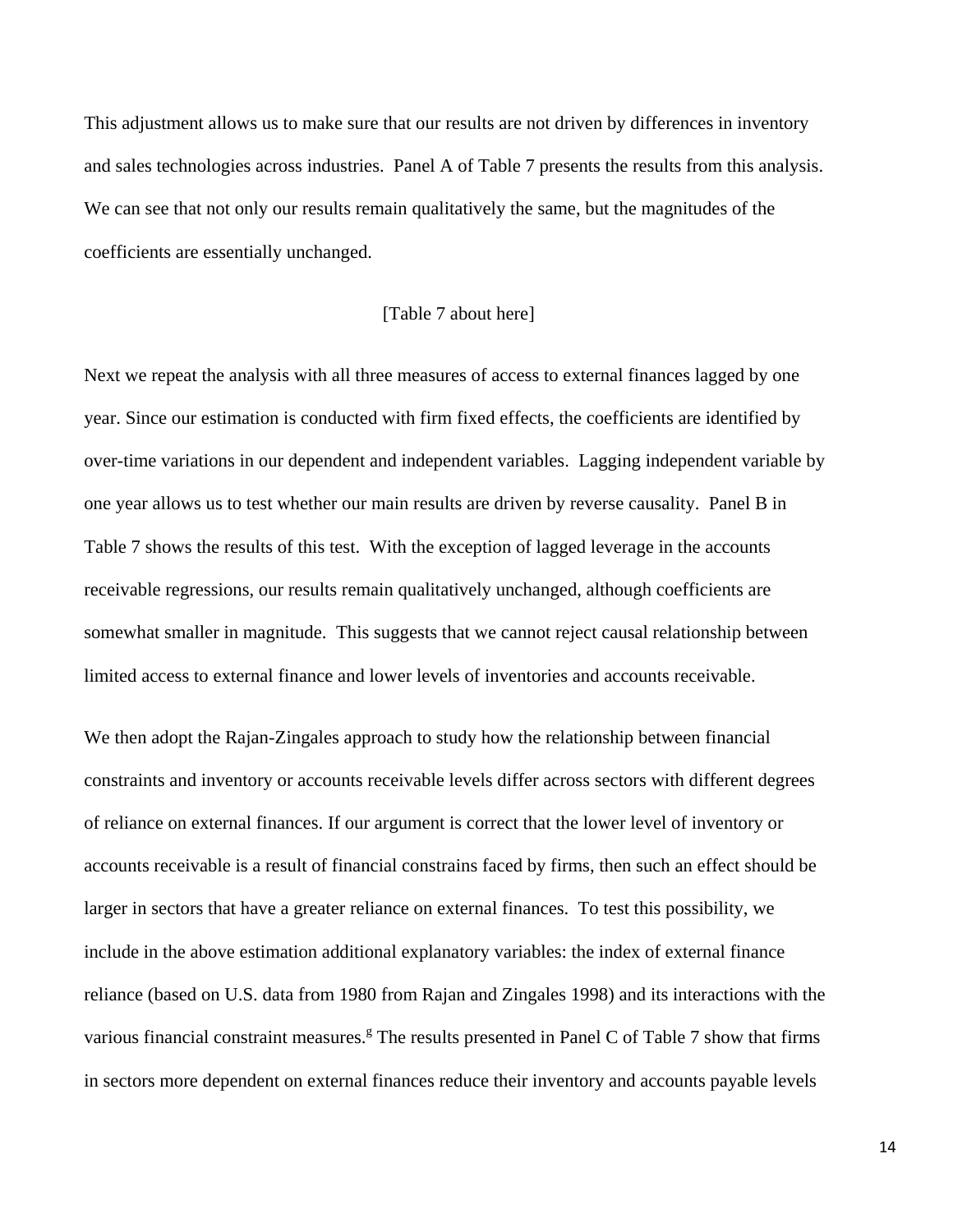This adjustment allows us to make sure that our results are not driven by differences in inventory and sales technologies across industries. Panel A of Table 7 presents the results from this analysis. We can see that not only our results remain qualitatively the same, but the magnitudes of the coefficients are essentially unchanged.

[Table 7 about here]

Next we repeat the analysis with all three measures of access to external finances lagged by one year. Since our estimation is conducted with firm fixed effects, the coefficients are identified by over-time variations in our dependent and independent variables. Lagging independent variable by one year allows us to test whether our main results are driven by reverse causality. Panel B in Table 7 shows the results of this test. With the exception of lagged leverage in the accounts receivable regressions, our results remain qualitatively unchanged, although coefficients are somewhat smaller in magnitude. This suggests that we cannot reject causal relationship between limited access to external finance and lower levels of inventories and accounts receivable.

We then adopt the Rajan-Zingales approach to study how the relationship between financial constraints and inventory or accounts receivable levels differ across sectors with different degrees of reliance on external finances. If our argument is correct that the lower level of inventory or accounts receivable is a result of financial constrains faced by firms, then such an effect should be larger in sectors that have a greater reliance on external finances. To test this possibility, we include in the above estimation additional explanatory variables: the index of external finance reliance (based on U.S. data from 1980 from Rajan and Zingales 1998) and its interactions with the various financial constraint measures.[g] The results presented in Panel C of Table 7 show that firms in sectors more dependent on external finances reduce their inventory and accounts payable levels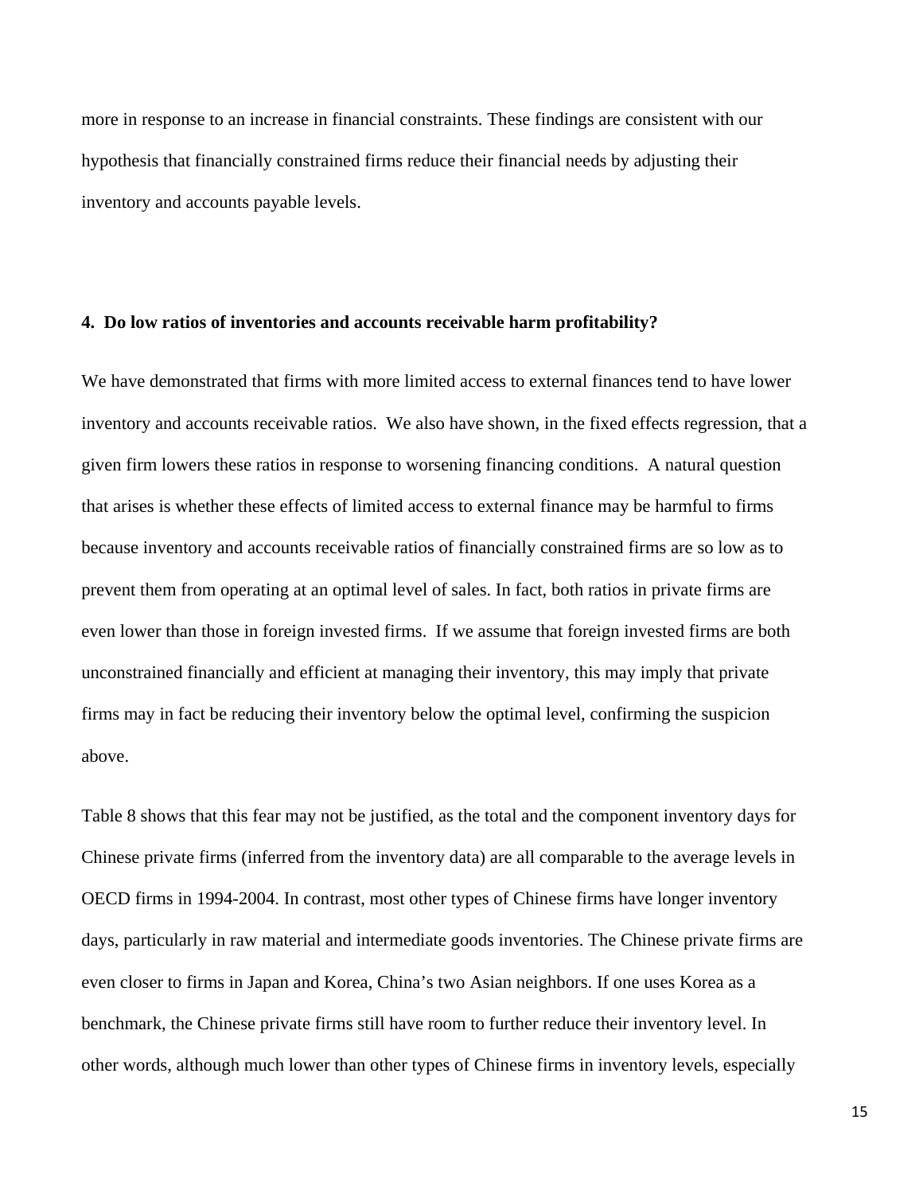more in response to an increase in financial constraints. These findings are consistent with our hypothesis that financially constrained firms reduce their financial needs by adjusting their inventory and accounts payable levels.

## 4. Do low ratios of inventories and accounts receivable harm profitability?

We have demonstrated that firms with more limited access to external finances tend to have lower inventory and accounts receivable ratios. We also have shown, in the fixed effects regression, that a given firm lowers these ratios in response to worsening financing conditions. A natural question that arises is whether these effects of limited access to external finance may be harmful to firms because inventory and accounts receivable ratios of financially constrained firms are so low as to prevent them from operating at an optimal level of sales. In fact, both ratios in private firms are even lower than those in foreign invested firms. If we assume that foreign invested firms are both unconstrained financially and efficient at managing their inventory, this may imply that private firms may in fact be reducing their inventory below the optimal level, confirming the suspicion above.

Table 8 shows that this fear may not be justified, as the total and the component inventory days for Chinese private firms (inferred from the inventory data) are all comparable to the average levels in OECD firms in 1994-2004. In contrast, most other types of Chinese firms have longer inventory days, particularly in raw material and intermediate goods inventories. The Chinese private firms are even closer to firms in Japan and Korea, China's two Asian neighbors. If one uses Korea as a benchmark, the Chinese private firms still have room to further reduce their inventory level. In other words, although much lower than other types of Chinese firms in inventory levels, especially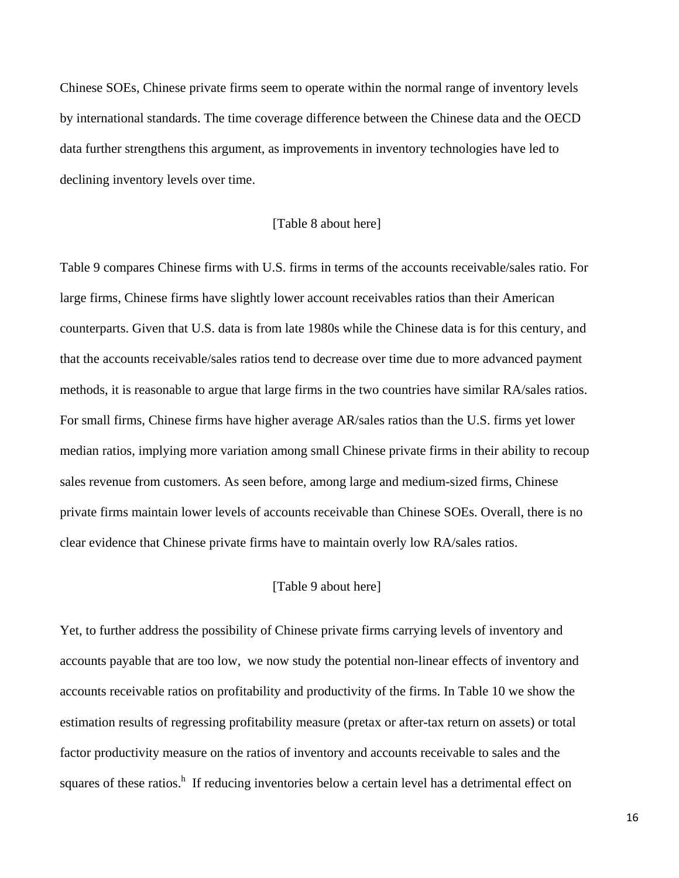Chinese SOEs, Chinese private firms seem to operate within the normal range of inventory levels by international standards. The time coverage difference between the Chinese data and the OECD data further strengthens this argument, as improvements in inventory technologies have led to declining inventory levels over time.

[Table 8 about here]

Table 9 compares Chinese firms with U.S. firms in terms of the accounts receivable/sales ratio. For large firms, Chinese firms have slightly lower account receivables ratios than their American counterparts. Given that U.S. data is from late 1980s while the Chinese data is for this century, and that the accounts receivable/sales ratios tend to decrease over time due to more advanced payment methods, it is reasonable to argue that large firms in the two countries have similar RA/sales ratios. For small firms, Chinese firms have higher average AR/sales ratios than the U.S. firms yet lower median ratios, implying more variation among small Chinese private firms in their ability to recoup sales revenue from customers. As seen before, among large and medium-sized firms, Chinese private firms maintain lower levels of accounts receivable than Chinese SOEs. Overall, there is no clear evidence that Chinese private firms have to maintain overly low RA/sales ratios.

[Table 9 about here]

Yet, to further address the possibility of Chinese private firms carrying levels of inventory and accounts payable that are too low, we now study the potential non-linear effects of inventory and accounts receivable ratios on profitability and productivity of the firms. In Table 10 we show the estimation results of regressing profitability measure (pretax or after-tax return on assets) or total factor productivity measure on the ratios of inventory and accounts receivable to sales and the squares of these ratios.[h] If reducing inventories below a certain level has a detrimental effect on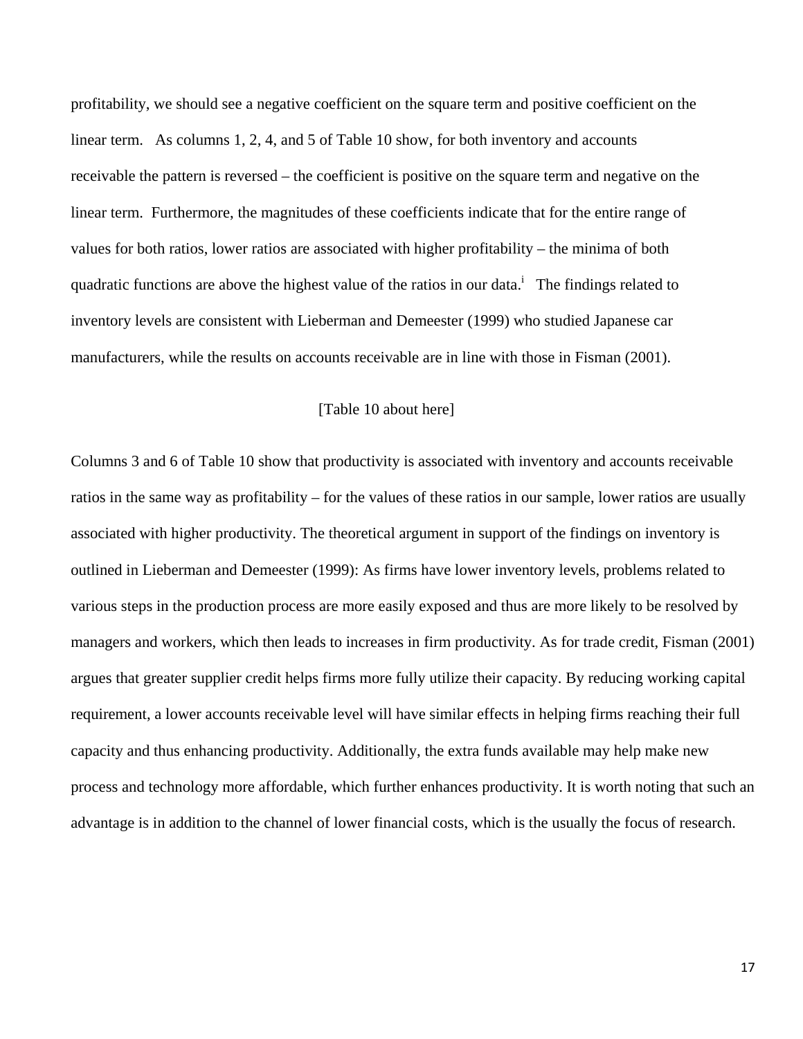profitability, we should see a negative coefficient on the square term and positive coefficient on the linear term. As columns 1, 2, 4, and 5 of Table 10 show, for both inventory and accounts receivable the pattern is reversed – the coefficient is positive on the square term and negative on the linear term. Furthermore, the magnitudes of these coefficients indicate that for the entire range of values for both ratios, lower ratios are associated with higher profitability – the minima of both quadratic functions are above the highest value of the ratios in our data.[i] The findings related to inventory levels are consistent with Lieberman and Demeester (1999) who studied Japanese car manufacturers, while the results on accounts receivable are in line with those in Fisman (2001).

[Table 10 about here]

Columns 3 and 6 of Table 10 show that productivity is associated with inventory and accounts receivable ratios in the same way as profitability – for the values of these ratios in our sample, lower ratios are usually associated with higher productivity. The theoretical argument in support of the findings on inventory is outlined in Lieberman and Demeester (1999): As firms have lower inventory levels, problems related to various steps in the production process are more easily exposed and thus are more likely to be resolved by managers and workers, which then leads to increases in firm productivity. As for trade credit, Fisman (2001) argues that greater supplier credit helps firms more fully utilize their capacity. By reducing working capital requirement, a lower accounts receivable level will have similar effects in helping firms reaching their full capacity and thus enhancing productivity. Additionally, the extra funds available may help make new process and technology more affordable, which further enhances productivity. It is worth noting that such an advantage is in addition to the channel of lower financial costs, which is the usually the focus of research.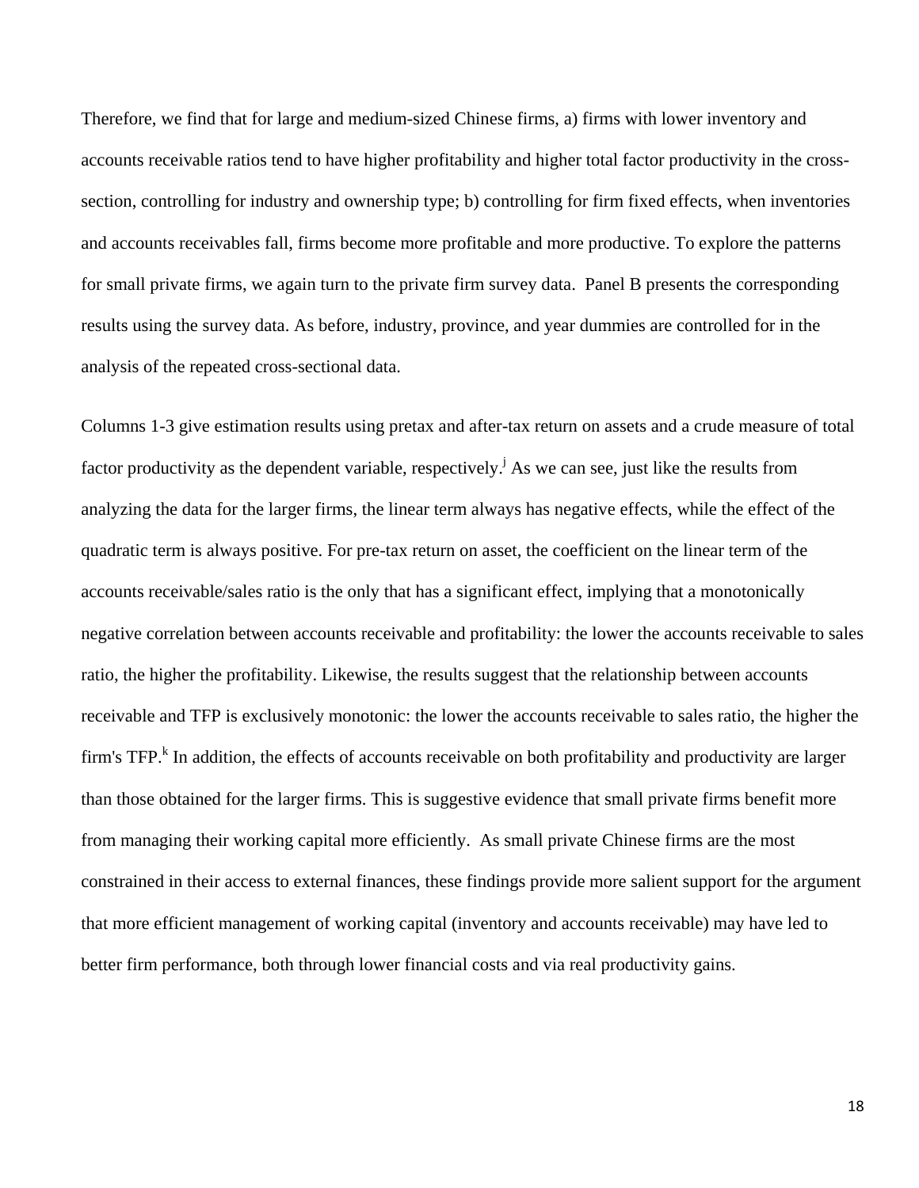Therefore, we find that for large and medium-sized Chinese firms, a) firms with lower inventory and accounts receivable ratios tend to have higher profitability and higher total factor productivity in the cross-section, controlling for industry and ownership type; b) controlling for firm fixed effects, when inventories and accounts receivables fall, firms become more profitable and more productive. To explore the patterns for small private firms, we again turn to the private firm survey data. Panel B presents the corresponding results using the survey data. As before, industry, province, and year dummies are controlled for in the analysis of the repeated cross-sectional data.

Columns 1-3 give estimation results using pretax and after-tax return on assets and a crude measure of total factor productivity as the dependent variable, respectively.[j] As we can see, just like the results from analyzing the data for the larger firms, the linear term always has negative effects, while the effect of the quadratic term is always positive. For pre-tax return on asset, the coefficient on the linear term of the accounts receivable/sales ratio is the only that has a significant effect, implying that a monotonically negative correlation between accounts receivable and profitability: the lower the accounts receivable to sales ratio, the higher the profitability. Likewise, the results suggest that the relationship between accounts receivable and TFP is exclusively monotonic: the lower the accounts receivable to sales ratio, the higher the firm's TFP.[k] In addition, the effects of accounts receivable on both profitability and productivity are larger than those obtained for the larger firms. This is suggestive evidence that small private firms benefit more from managing their working capital more efficiently. As small private Chinese firms are the most constrained in their access to external finances, these findings provide more salient support for the argument that more efficient management of working capital (inventory and accounts receivable) may have led to better firm performance, both through lower financial costs and via real productivity gains.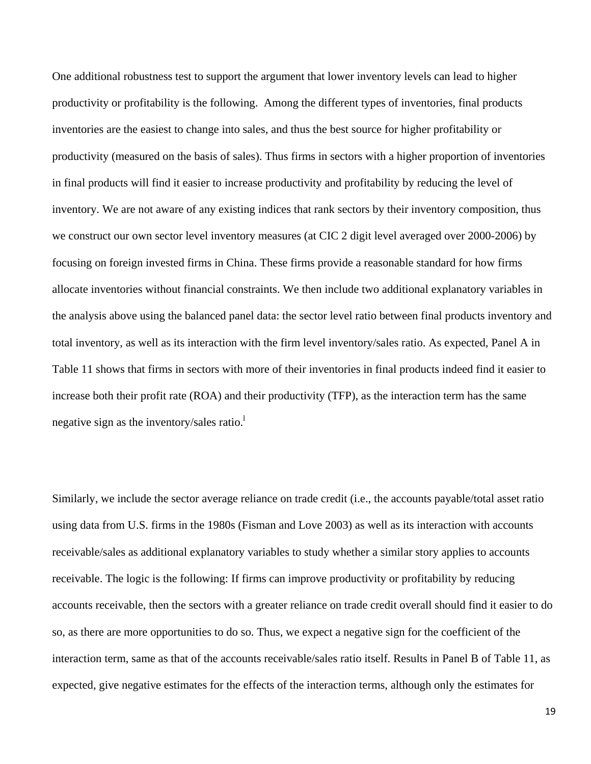One additional robustness test to support the argument that lower inventory levels can lead to higher productivity or profitability is the following. Among the different types of inventories, final products inventories are the easiest to change into sales, and thus the best source for higher profitability or productivity (measured on the basis of sales). Thus firms in sectors with a higher proportion of inventories in final products will find it easier to increase productivity and profitability by reducing the level of inventory. We are not aware of any existing indices that rank sectors by their inventory composition, thus we construct our own sector level inventory measures (at CIC 2 digit level averaged over 2000-2006) by focusing on foreign invested firms in China. These firms provide a reasonable standard for how firms allocate inventories without financial constraints. We then include two additional explanatory variables in the analysis above using the balanced panel data: the sector level ratio between final products inventory and total inventory, as well as its interaction with the firm level inventory/sales ratio. As expected, Panel A in Table 11 shows that firms in sectors with more of their inventories in final products indeed find it easier to increase both their profit rate (ROA) and their productivity (TFP), as the interaction term has the same negative sign as the inventory/sales ratio.[l]

Similarly, we include the sector average reliance on trade credit (i.e., the accounts payable/total asset ratio using data from U.S. firms in the 1980s (Fisman and Love 2003) as well as its interaction with accounts receivable/sales as additional explanatory variables to study whether a similar story applies to accounts receivable. The logic is the following: If firms can improve productivity or profitability by reducing accounts receivable, then the sectors with a greater reliance on trade credit overall should find it easier to do so, as there are more opportunities to do so. Thus, we expect a negative sign for the coefficient of the interaction term, same as that of the accounts receivable/sales ratio itself. Results in Panel B of Table 11, as expected, give negative estimates for the effects of the interaction terms, although only the estimates for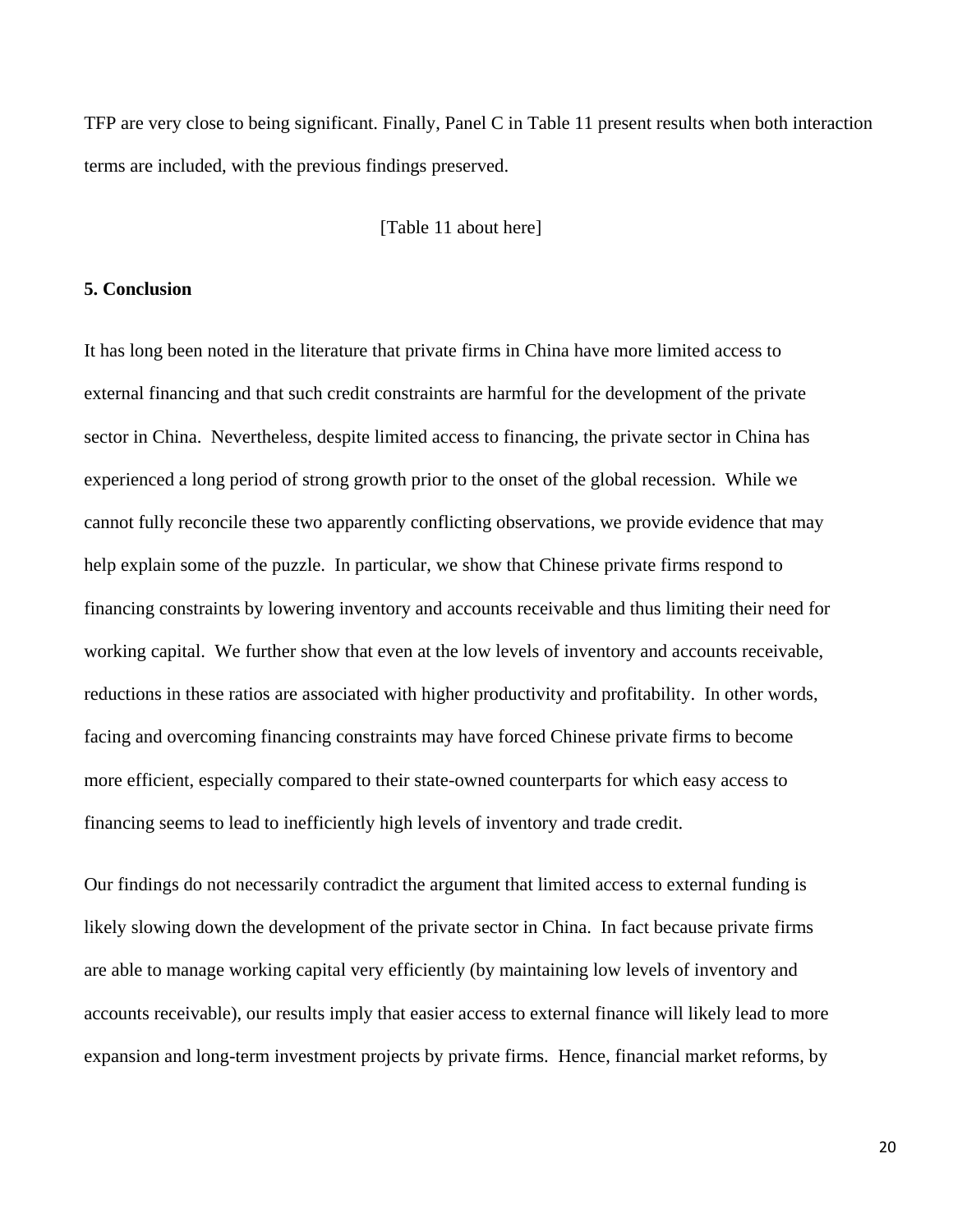TFP are very close to being significant. Finally, Panel C in Table 11 present results when both interaction terms are included, with the previous findings preserved.

[Table 11 about here]

## 5. Conclusion

It has long been noted in the literature that private firms in China have more limited access to external financing and that such credit constraints are harmful for the development of the private sector in China. Nevertheless, despite limited access to financing, the private sector in China has experienced a long period of strong growth prior to the onset of the global recession. While we cannot fully reconcile these two apparently conflicting observations, we provide evidence that may help explain some of the puzzle. In particular, we show that Chinese private firms respond to financing constraints by lowering inventory and accounts receivable and thus limiting their need for working capital. We further show that even at the low levels of inventory and accounts receivable, reductions in these ratios are associated with higher productivity and profitability. In other words, facing and overcoming financing constraints may have forced Chinese private firms to become more efficient, especially compared to their state-owned counterparts for which easy access to financing seems to lead to inefficiently high levels of inventory and trade credit.

Our findings do not necessarily contradict the argument that limited access to external funding is likely slowing down the development of the private sector in China. In fact because private firms are able to manage working capital very efficiently (by maintaining low levels of inventory and accounts receivable), our results imply that easier access to external finance will likely lead to more expansion and long-term investment projects by private firms. Hence, financial market reforms, by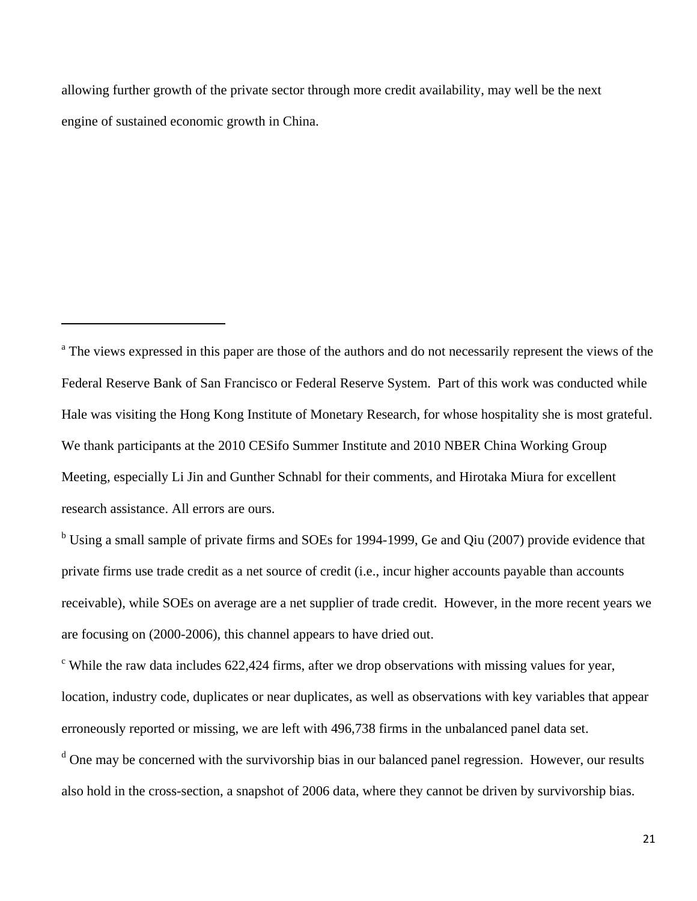allowing further growth of the private sector through more credit availability, may well be the next engine of sustained economic growth in China.

---

[a] The views expressed in this paper are those of the authors and do not necessarily represent the views of the Federal Reserve Bank of San Francisco or Federal Reserve System. Part of this work was conducted while Hale was visiting the Hong Kong Institute of Monetary Research, for whose hospitality she is most grateful. We thank participants at the 2010 CESifo Summer Institute and 2010 NBER China Working Group Meeting, especially Li Jin and Gunther Schnabl for their comments, and Hirotaka Miura for excellent research assistance. All errors are ours.

[b] Using a small sample of private firms and SOEs for 1994-1999, Ge and Qiu (2007) provide evidence that private firms use trade credit as a net source of credit (i.e., incur higher accounts payable than accounts receivable), while SOEs on average are a net supplier of trade credit. However, in the more recent years we are focusing on (2000-2006), this channel appears to have dried out.

[c] While the raw data includes 622,424 firms, after we drop observations with missing values for year, location, industry code, duplicates or near duplicates, as well as observations with key variables that appear erroneously reported or missing, we are left with 496,738 firms in the unbalanced panel data set.

[d] One may be concerned with the survivorship bias in our balanced panel regression. However, our results also hold in the cross-section, a snapshot of 2006 data, where they cannot be driven by survivorship bias.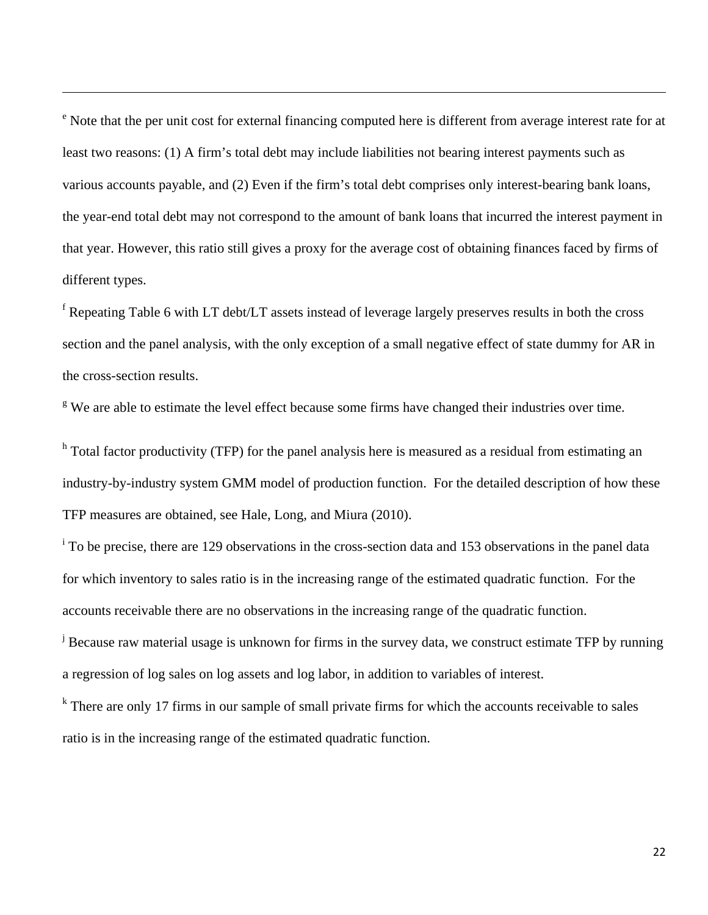[e] Note that the per unit cost for external financing computed here is different from average interest rate for at least two reasons: (1) A firm's total debt may include liabilities not bearing interest payments such as various accounts payable, and (2) Even if the firm's total debt comprises only interest-bearing bank loans, the year-end total debt may not correspond to the amount of bank loans that incurred the interest payment in that year. However, this ratio still gives a proxy for the average cost of obtaining finances faced by firms of different types.

[f] Repeating Table 6 with LT debt/LT assets instead of leverage largely preserves results in both the cross section and the panel analysis, with the only exception of a small negative effect of state dummy for AR in the cross-section results.

[g] We are able to estimate the level effect because some firms have changed their industries over time.

[h] Total factor productivity (TFP) for the panel analysis here is measured as a residual from estimating an industry-by-industry system GMM model of production function. For the detailed description of how these TFP measures are obtained, see Hale, Long, and Miura (2010).

[i] To be precise, there are 129 observations in the cross-section data and 153 observations in the panel data for which inventory to sales ratio is in the increasing range of the estimated quadratic function. For the accounts receivable there are no observations in the increasing range of the quadratic function.

[j] Because raw material usage is unknown for firms in the survey data, we construct estimate TFP by running a regression of log sales on log assets and log labor, in addition to variables of interest.

[k] There are only 17 firms in our sample of small private firms for which the accounts receivable to sales ratio is in the increasing range of the estimated quadratic function.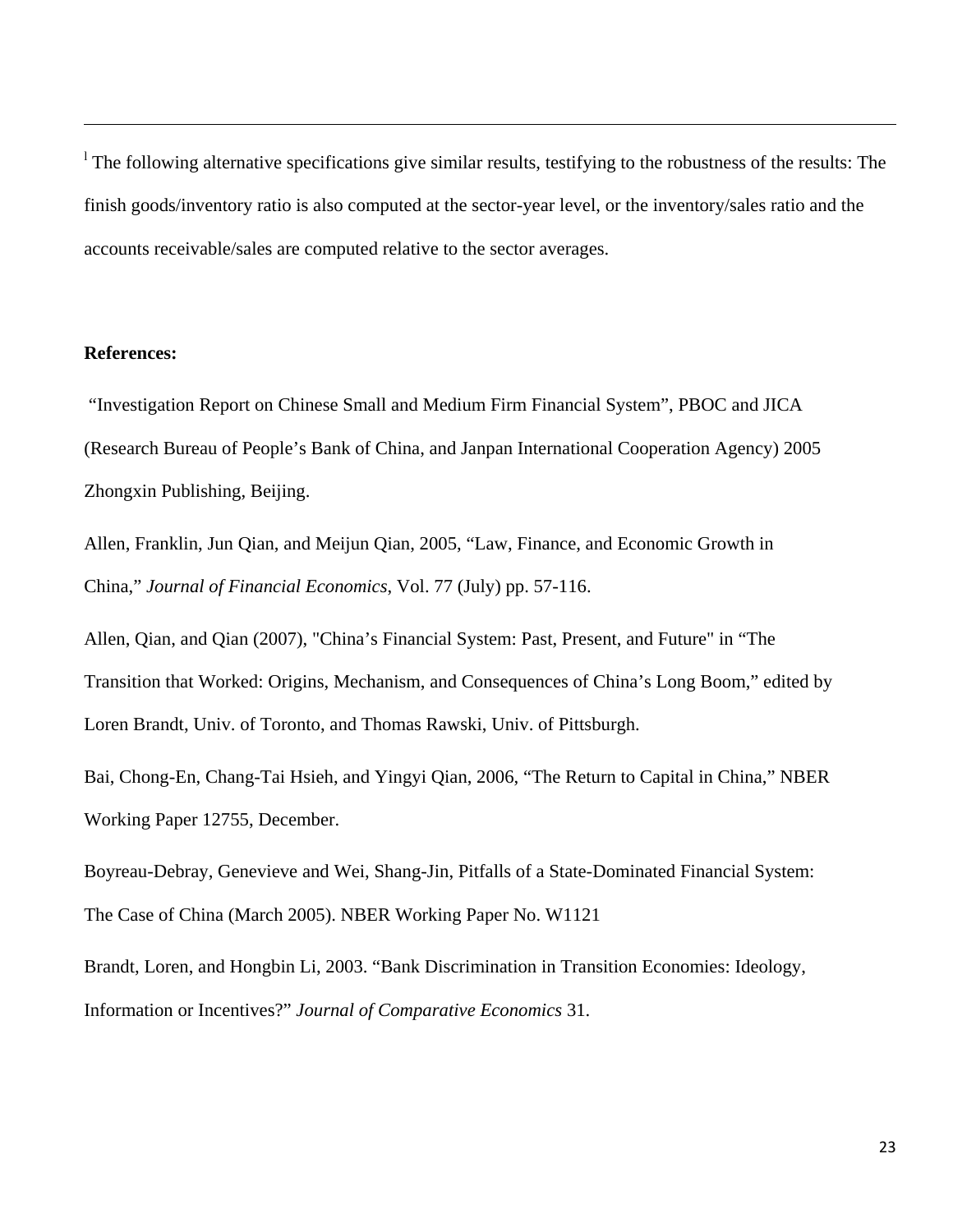[1] The following alternative specifications give similar results, testifying to the robustness of the results: The finish goods/inventory ratio is also computed at the sector-year level, or the inventory/sales ratio and the accounts receivable/sales are computed relative to the sector averages.

**References:**

"Investigation Report on Chinese Small and Medium Firm Financial System", PBOC and JICA (Research Bureau of People's Bank of China, and Janpan International Cooperation Agency) 2005 Zhongxin Publishing, Beijing.

Allen, Franklin, Jun Qian, and Meijun Qian, 2005, "Law, Finance, and Economic Growth in China," *Journal of Financial Economics*, Vol. 77 (July) pp. 57-116.

Allen, Qian, and Qian (2007), "China's Financial System: Past, Present, and Future" in "The Transition that Worked: Origins, Mechanism, and Consequences of China's Long Boom," edited by Loren Brandt, Univ. of Toronto, and Thomas Rawski, Univ. of Pittsburgh.

Bai, Chong-En, Chang-Tai Hsieh, and Yingyi Qian, 2006, "The Return to Capital in China," NBER Working Paper 12755, December.

Boyreau-Debray, Genevieve and Wei, Shang-Jin, Pitfalls of a State-Dominated Financial System: The Case of China (March 2005). NBER Working Paper No. W1121

Brandt, Loren, and Hongbin Li, 2003. "Bank Discrimination in Transition Economies: Ideology, Information or Incentives?" *Journal of Comparative Economics* 31.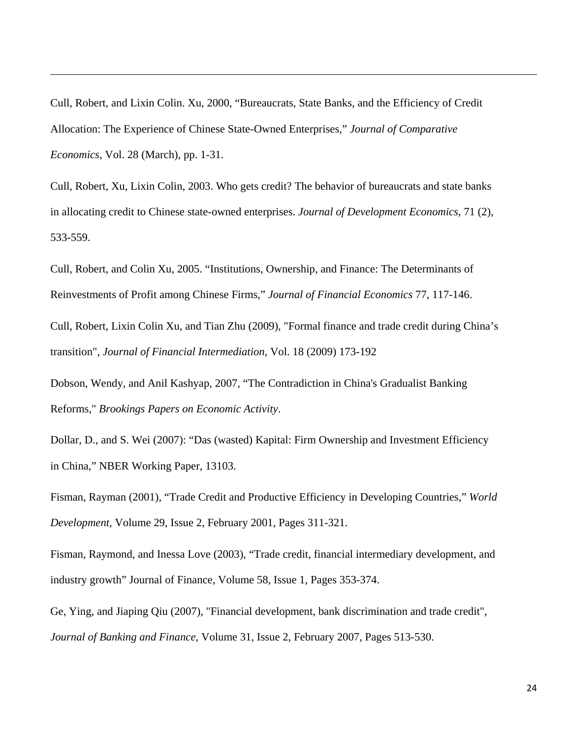Cull, Robert, and Lixin Colin. Xu, 2000, “Bureaucrats, State Banks, and the Efficiency of Credit Allocation: The Experience of Chinese State-Owned Enterprises,” *Journal of Comparative Economics*, Vol. 28 (March), pp. 1-31.

Cull, Robert, Xu, Lixin Colin, 2003. Who gets credit? The behavior of bureaucrats and state banks in allocating credit to Chinese state-owned enterprises. *Journal of Development Economics*, 71 (2), 533-559.

Cull, Robert, and Colin Xu, 2005. “Institutions, Ownership, and Finance: The Determinants of Reinvestments of Profit among Chinese Firms,” *Journal of Financial Economics* 77, 117-146.

Cull, Robert, Lixin Colin Xu, and Tian Zhu (2009), "Formal finance and trade credit during China’s transition", *Journal of Financial Intermediation*, Vol. 18 (2009) 173-192

Dobson, Wendy, and Anil Kashyap, 2007, “The Contradiction in China's Gradualist Banking Reforms," *Brookings Papers on Economic Activity*.

Dollar, D., and S. Wei (2007): “Das (wasted) Kapital: Firm Ownership and Investment Efficiency in China,” NBER Working Paper, 13103.

Fisman, Rayman (2001), “Trade Credit and Productive Efficiency in Developing Countries,” *World Development*, Volume 29, Issue 2, February 2001, Pages 311-321.

Fisman, Raymond, and Inessa Love (2003), “Trade credit, financial intermediary development, and industry growth” Journal of Finance, Volume 58, Issue 1, Pages 353-374.

Ge, Ying, and Jiaping Qiu (2007), "Financial development, bank discrimination and trade credit", *Journal of Banking and Finance*, Volume 31, Issue 2, February 2007, Pages 513-530.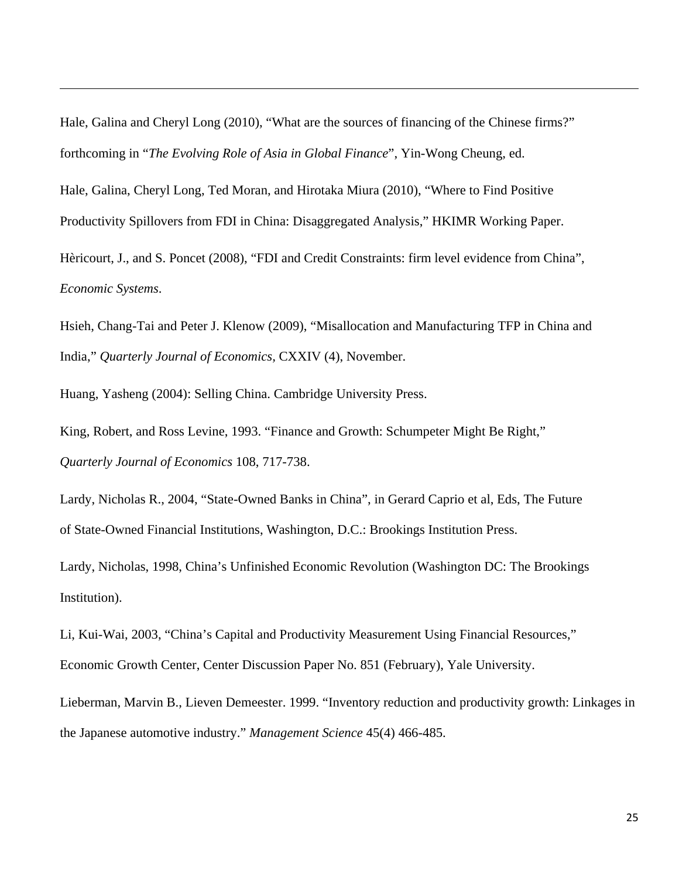Hale, Galina and Cheryl Long (2010), "What are the sources of financing of the Chinese firms?" forthcoming in "*The Evolving Role of Asia in Global Finance*", Yin-Wong Cheung, ed.

Hale, Galina, Cheryl Long, Ted Moran, and Hirotaka Miura (2010), "Where to Find Positive Productivity Spillovers from FDI in China: Disaggregated Analysis," HKIMR Working Paper.

Hèricourt, J., and S. Poncet (2008), "FDI and Credit Constraints: firm level evidence from China", *Economic Systems*.

Hsieh, Chang-Tai and Peter J. Klenow (2009), "Misallocation and Manufacturing TFP in China and India," *Quarterly Journal of Economics*, CXXIV (4), November.

Huang, Yasheng (2004): Selling China. Cambridge University Press.

King, Robert, and Ross Levine, 1993. "Finance and Growth: Schumpeter Might Be Right," *Quarterly Journal of Economics* 108, 717-738.

Lardy, Nicholas R., 2004, "State-Owned Banks in China", in Gerard Caprio et al, Eds, The Future of State-Owned Financial Institutions, Washington, D.C.: Brookings Institution Press.

Lardy, Nicholas, 1998, China's Unfinished Economic Revolution (Washington DC: The Brookings Institution).

Li, Kui-Wai, 2003, "China's Capital and Productivity Measurement Using Financial Resources," Economic Growth Center, Center Discussion Paper No. 851 (February), Yale University.

Lieberman, Marvin B., Lieven Demeester. 1999. "Inventory reduction and productivity growth: Linkages in the Japanese automotive industry." *Management Science* 45(4) 466-485.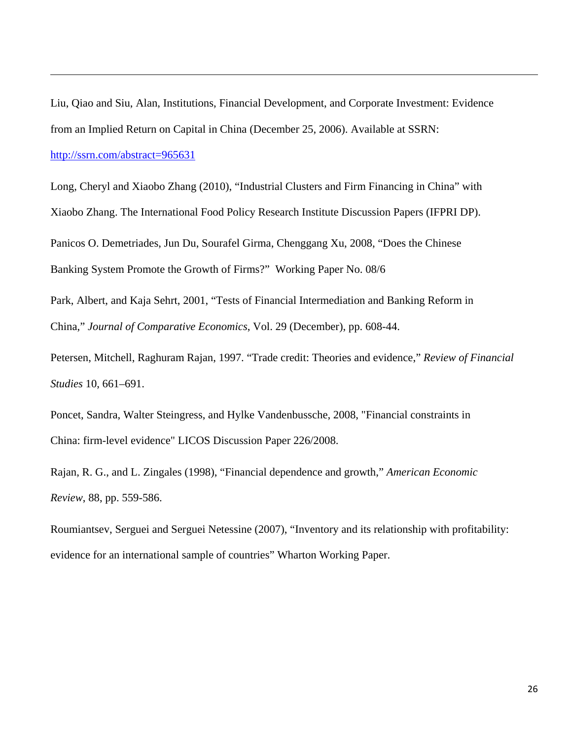Liu, Qiao and Siu, Alan, Institutions, Financial Development, and Corporate Investment: Evidence from an Implied Return on Capital in China (December 25, 2006). Available at SSRN: http://ssrn.com/abstract=965631

Long, Cheryl and Xiaobo Zhang (2010), "Industrial Clusters and Firm Financing in China" with Xiaobo Zhang. The International Food Policy Research Institute Discussion Papers (IFPRI DP).

Panicos O. Demetriades, Jun Du, Sourafel Girma, Chenggang Xu, 2008, "Does the Chinese Banking System Promote the Growth of Firms?" Working Paper No. 08/6

Park, Albert, and Kaja Sehrt, 2001, "Tests of Financial Intermediation and Banking Reform in China," *Journal of Comparative Economics*, Vol. 29 (December), pp. 608-44.

Petersen, Mitchell, Raghuram Rajan, 1997. "Trade credit: Theories and evidence," *Review of Financial Studies* 10, 661–691.

Poncet, Sandra, Walter Steingress, and Hylke Vandenbussche, 2008, "Financial constraints in China: firm-level evidence" LICOS Discussion Paper 226/2008.

Rajan, R. G., and L. Zingales (1998), "Financial dependence and growth," *American Economic Review*, 88, pp. 559-586.

Roumiantsev, Serguei and Serguei Netessine (2007), "Inventory and its relationship with profitability: evidence for an international sample of countries" Wharton Working Paper.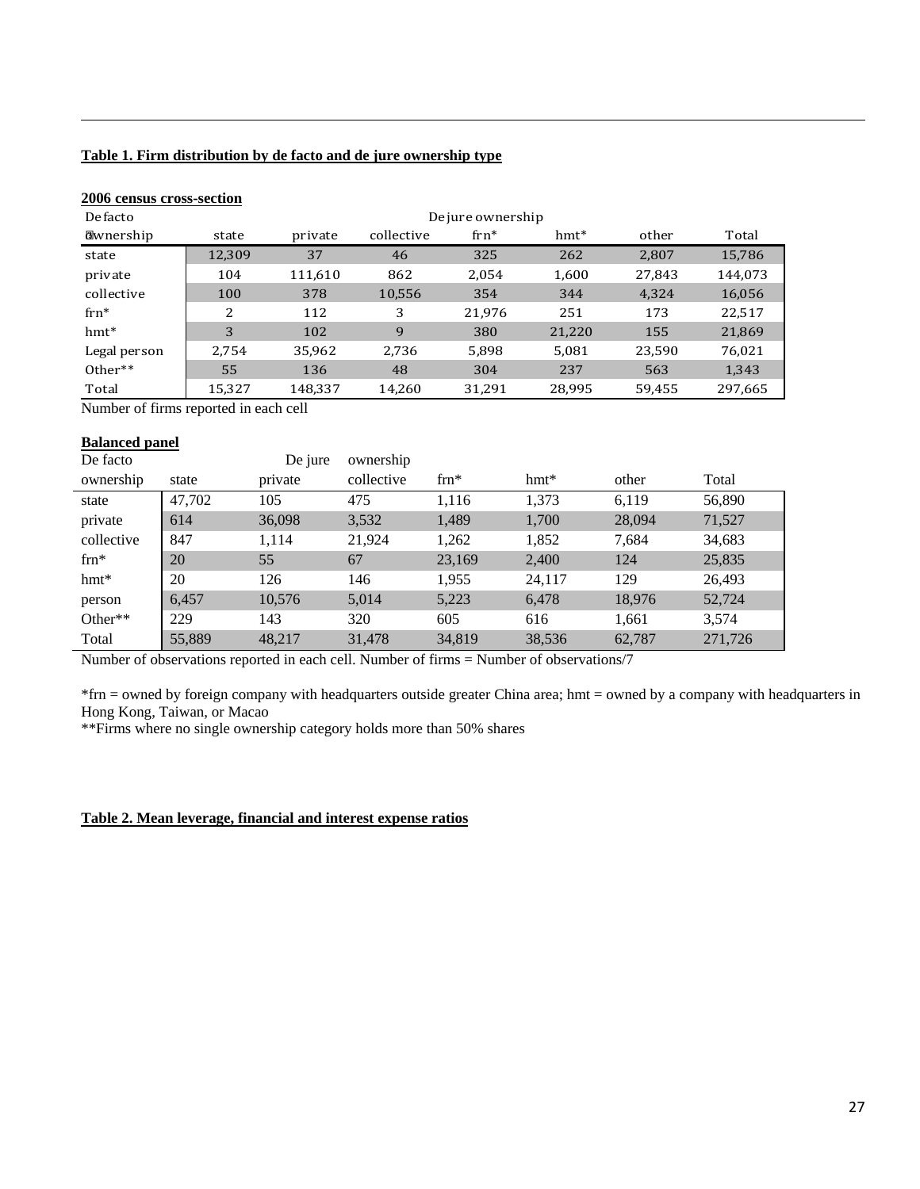**Table 1. Firm distribution by de facto and de jure ownership type**

**2006 census cross-section**

| De facto ownership | De jure ownership state | private | collective | frn* | hmt* | other | Total |
|---|---|---|---|---|---|---|---|
| state | 12,309 | 37 | 46 | 325 | 262 | 2,807 | 15,786 |
| private | 104 | 111,610 | 862 | 2,054 | 1,600 | 27,843 | 144,073 |
| collective | 100 | 378 | 10,556 | 354 | 344 | 4,324 | 16,056 |
| frn* | 2 | 112 | 3 | 21,976 | 251 | 173 | 22,517 |
| hmt* | 3 | 102 | 9 | 380 | 21,220 | 155 | 21,869 |
| Legal person | 2,754 | 35,962 | 2,736 | 5,898 | 5,081 | 23,590 | 76,021 |
| Other** | 55 | 136 | 48 | 304 | 237 | 563 | 1,343 |
| Total | 15,327 | 148,337 | 14,260 | 31,291 | 28,995 | 59,455 | 297,665 |

Number of firms reported in each cell

**Balanced panel**

| De facto ownership | De jure ownership state | private | collective | frn* | hmt* | other | Total |
|---|---|---|---|---|---|---|---|
| state | 47,702 | 105 | 475 | 1,116 | 1,373 | 6,119 | 56,890 |
| private | 614 | 36,098 | 3,532 | 1,489 | 1,700 | 28,094 | 71,527 |
| collective | 847 | 1,114 | 21,924 | 1,262 | 1,852 | 7,684 | 34,683 |
| frn* | 20 | 55 | 67 | 23,169 | 2,400 | 124 | 25,835 |
| hmt* | 20 | 126 | 146 | 1,955 | 24,117 | 129 | 26,493 |
| person | 6,457 | 10,576 | 5,014 | 5,223 | 6,478 | 18,976 | 52,724 |
| Other** | 229 | 143 | 320 | 605 | 616 | 1,661 | 3,574 |
| Total | 55,889 | 48,217 | 31,478 | 34,819 | 38,536 | 62,787 | 271,726 |

Number of observations reported in each cell. Number of firms = Number of observations/7

*frn = owned by foreign company with headquarters outside greater China area; hmt = owned by a company with headquarters in Hong Kong, Taiwan, or Macao

**Firms where no single ownership category holds more than 50% shares

**Table 2. Mean leverage, financial and interest expense ratios**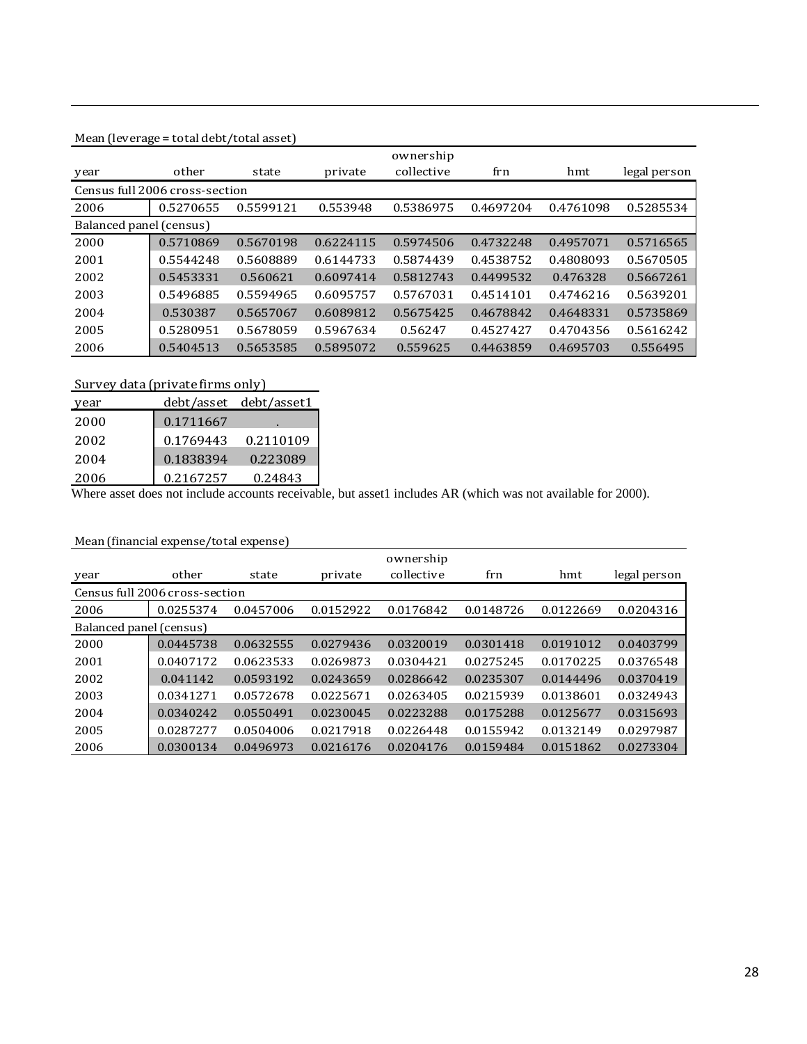Mean (leverage = total debt/total asset)

| year | other | state | private | ownership<br>collective | frn | hmt | legal person |
|---|---|---|---|---|---|---|---|
| Census full 2006 cross-section | | | | | | | |
| 2006 | 0.5270655 | 0.5599121 | 0.553948 | 0.5386975 | 0.4697204 | 0.4761098 | 0.5285534 |
| Balanced panel (census) | | | | | | | |
| 2000 | 0.5710869 | 0.5670198 | 0.6224115 | 0.5974506 | 0.4732248 | 0.4957071 | 0.5716565 |
| 2001 | 0.5544248 | 0.5608889 | 0.6144733 | 0.5874439 | 0.4538752 | 0.4808093 | 0.5670505 |
| 2002 | 0.5453331 | 0.560621 | 0.6097414 | 0.5812743 | 0.4499532 | 0.476328 | 0.5667261 |
| 2003 | 0.5496885 | 0.5594965 | 0.6095757 | 0.5767031 | 0.4514101 | 0.4746216 | 0.5639201 |
| 2004 | 0.530387 | 0.5657067 | 0.6089812 | 0.5675425 | 0.4678842 | 0.4648331 | 0.5735869 |
| 2005 | 0.5280951 | 0.5678059 | 0.5967634 | 0.56247 | 0.4527427 | 0.4704356 | 0.5616242 |
| 2006 | 0.5404513 | 0.5653585 | 0.5895072 | 0.559625 | 0.4463859 | 0.4695703 | 0.556495 |

Survey data (private firms only)

| year | debt/asset | debt/asset1 |
|---|---|---|
| 2000 | 0.1711667 | . |
| 2002 | 0.1769443 | 0.2110109 |
| 2004 | 0.1838394 | 0.223089 |
| 2006 | 0.2167257 | 0.24843 |

Where asset does not include accounts receivable, but asset1 includes AR (which was not available for 2000).

Mean (financial expense/total expense)

| year | other | state | private | ownership<br>collective | frn | hmt | legal person |
|---|---|---|---|---|---|---|---|
| Census full 2006 cross-section | | | | | | | |
| 2006 | 0.0255374 | 0.0457006 | 0.0152922 | 0.0176842 | 0.0148726 | 0.0122669 | 0.0204316 |
| Balanced panel (census) | | | | | | | |
| 2000 | 0.0445738 | 0.0632555 | 0.0279436 | 0.0320019 | 0.0301418 | 0.0191012 | 0.0403799 |
| 2001 | 0.0407172 | 0.0623533 | 0.0269873 | 0.0304421 | 0.0275245 | 0.0170225 | 0.0376548 |
| 2002 | 0.041142 | 0.0593192 | 0.0243659 | 0.0286642 | 0.0235307 | 0.0144496 | 0.0370419 |
| 2003 | 0.0341271 | 0.0572678 | 0.0225671 | 0.0263405 | 0.0215939 | 0.0138601 | 0.0324943 |
| 2004 | 0.0340242 | 0.0550491 | 0.0230045 | 0.0223288 | 0.0175288 | 0.0125677 | 0.0315693 |
| 2005 | 0.0287277 | 0.0504006 | 0.0217918 | 0.0226448 | 0.0155942 | 0.0132149 | 0.0297987 |
| 2006 | 0.0300134 | 0.0496973 | 0.0216176 | 0.0204176 | 0.0159484 | 0.0151862 | 0.0273304 |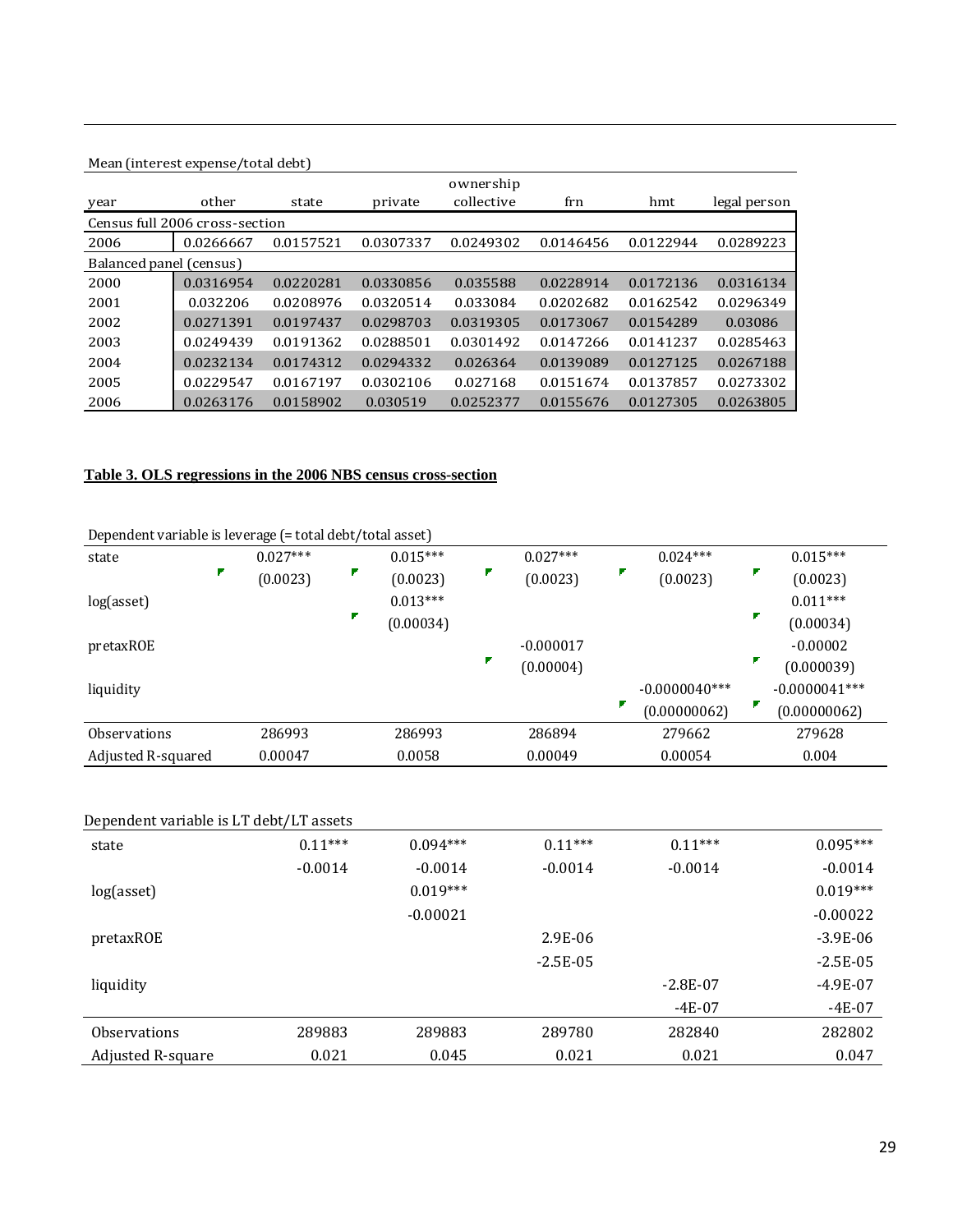Mean (interest expense/total debt)

| year | other | state | private | ownership collective | frn | hmt | legal person |
|---|---|---|---|---|---|---|---|
| Census full 2006 cross-section | | | | | | | |
| 2006 | 0.0266667 | 0.0157521 | 0.0307337 | 0.0249302 | 0.0146456 | 0.0122944 | 0.0289223 |
| Balanced panel (census) | | | | | | | |
| 2000 | 0.0316954 | 0.0220281 | 0.0330856 | 0.035588 | 0.0228914 | 0.0172136 | 0.0316134 |
| 2001 | 0.032206 | 0.0208976 | 0.0320514 | 0.033084 | 0.0202682 | 0.0162542 | 0.0296349 |
| 2002 | 0.0271391 | 0.0197437 | 0.0298703 | 0.0319305 | 0.0173067 | 0.0154289 | 0.03086 |
| 2003 | 0.0249439 | 0.0191362 | 0.0288501 | 0.0301492 | 0.0147266 | 0.0141237 | 0.0285463 |
| 2004 | 0.0232134 | 0.0174312 | 0.0294332 | 0.026364 | 0.0139089 | 0.0127125 | 0.0267188 |
| 2005 | 0.0229547 | 0.0167197 | 0.0302106 | 0.027168 | 0.0151674 | 0.0137857 | 0.0273302 |
| 2006 | 0.0263176 | 0.0158902 | 0.030519 | 0.0252377 | 0.0155676 | 0.0127305 | 0.0263805 |

**Table 3. OLS regressions in the 2006 NBS census cross-section**

Dependent variable is leverage (= total debt/total asset)

| | (1) | (2) | (3) | (4) | (5) |
|---|---|---|---|---|---|
| state | 0.027*** | 0.015*** | 0.027*** | 0.024*** | 0.015*** |
| | (0.0023) | (0.0023) | (0.0023) | (0.0023) | (0.0023) |
| log(asset) | | 0.013*** | | | 0.011*** |
| | | (0.00034) | | | (0.00034) |
| pretaxROE | | | -0.000017 | | -0.00002 |
| | | | (0.00004) | | (0.000039) |
| liquidity | | | | -0.0000040*** | -0.0000041*** |
| | | | | (0.00000062) | (0.00000062) |
| Observations | 286993 | 286993 | 286894 | 279662 | 279628 |
| Adjusted R-squared | 0.00047 | 0.0058 | 0.00049 | 0.00054 | 0.004 |

Dependent variable is LT debt/LT assets

| | (1) | (2) | (3) | (4) | (5) |
|---|---|---|---|---|---|
| state | 0.11*** | 0.094*** | 0.11*** | 0.11*** | 0.095*** |
| | -0.0014 | -0.0014 | -0.0014 | -0.0014 | -0.0014 |
| log(asset) | | 0.019*** | | | 0.019*** |
| | | -0.00021 | | | -0.00022 |
| pretaxROE | | | 2.9E-06 | | -3.9E-06 |
| | | | -2.5E-05 | | -2.5E-05 |
| liquidity | | | | -2.8E-07 | -4.9E-07 |
| | | | | -4E-07 | -4E-07 |
| Observations | 289883 | 289883 | 289780 | 282840 | 282802 |
| Adjusted R-square | 0.021 | 0.045 | 0.021 | 0.021 | 0.047 |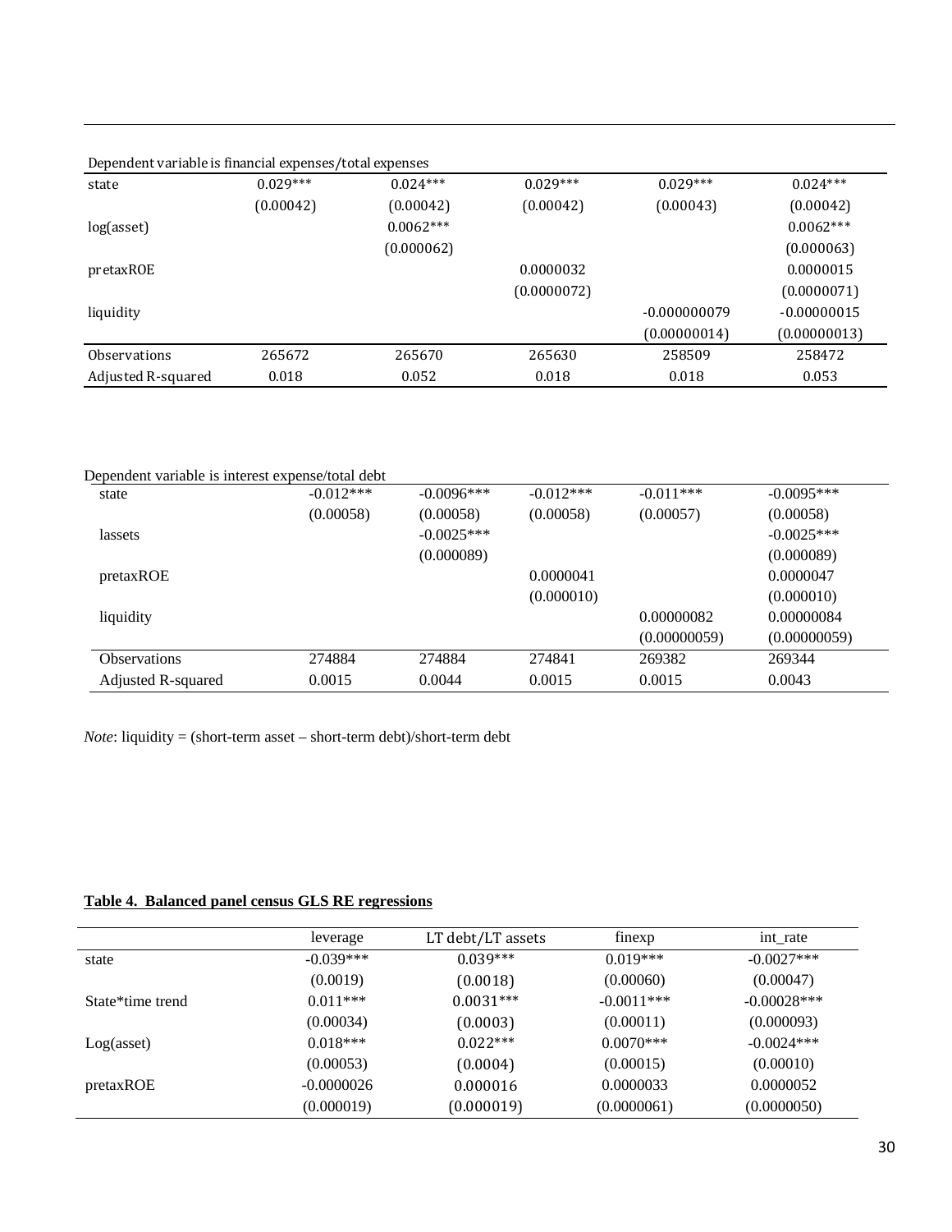Dependent variable is financial expenses/total expenses

| | | | | | |
|---|---|---|---|---|---|
| state | 0.029*** | 0.024*** | 0.029*** | 0.029*** | 0.024*** |
| | (0.00042) | (0.00042) | (0.00042) | (0.00043) | (0.00042) |
| log(asset) | | 0.0062*** | | | 0.0062*** |
| | | (0.000062) | | | (0.000063) |
| pretaxROE | | | 0.0000032 | | 0.0000015 |
| | | | (0.0000072) | | (0.0000071) |
| liquidity | | | | -0.000000079 | -0.00000015 |
| | | | | (0.00000014) | (0.00000013) |
| Observations | 265672 | 265670 | 265630 | 258509 | 258472 |
| Adjusted R-squared | 0.018 | 0.052 | 0.018 | 0.018 | 0.053 |

Dependent variable is interest expense/total debt

| | | | | | |
|---|---|---|---|---|---|
| state | -0.012*** | -0.0096*** | -0.012*** | -0.011*** | -0.0095*** |
| | (0.00058) | (0.00058) | (0.00058) | (0.00057) | (0.00058) |
| lassets | | -0.0025*** | | | -0.0025*** |
| | | (0.000089) | | | (0.000089) |
| pretaxROE | | | 0.0000041 | | 0.0000047 |
| | | | (0.000010) | | (0.000010) |
| liquidity | | | | 0.00000082 | 0.00000084 |
| | | | | (0.00000059) | (0.00000059) |
| Observations | 274884 | 274884 | 274841 | 269382 | 269344 |
| Adjusted R-squared | 0.0015 | 0.0044 | 0.0015 | 0.0015 | 0.0043 |

*Note*: liquidity = (short-term asset – short-term debt)/short-term debt

**Table 4. Balanced panel census GLS RE regressions**

| | leverage | LT debt/LT assets | finexp | int_rate |
|---|---|---|---|---|
| state | -0.039*** | 0.039*** | 0.019*** | -0.0027*** |
| | (0.0019) | (0.0018) | (0.00060) | (0.00047) |
| State*time trend | 0.011*** | 0.0031*** | -0.0011*** | -0.00028*** |
| | (0.00034) | (0.0003) | (0.00011) | (0.000093) |
| Log(asset) | 0.018*** | 0.022*** | 0.0070*** | -0.0024*** |
| | (0.00053) | (0.0004) | (0.00015) | (0.00010) |
| pretaxROE | -0.0000026 | 0.000016 | 0.0000033 | 0.0000052 |
| | (0.000019) | (0.000019) | (0.0000061) | (0.0000050) |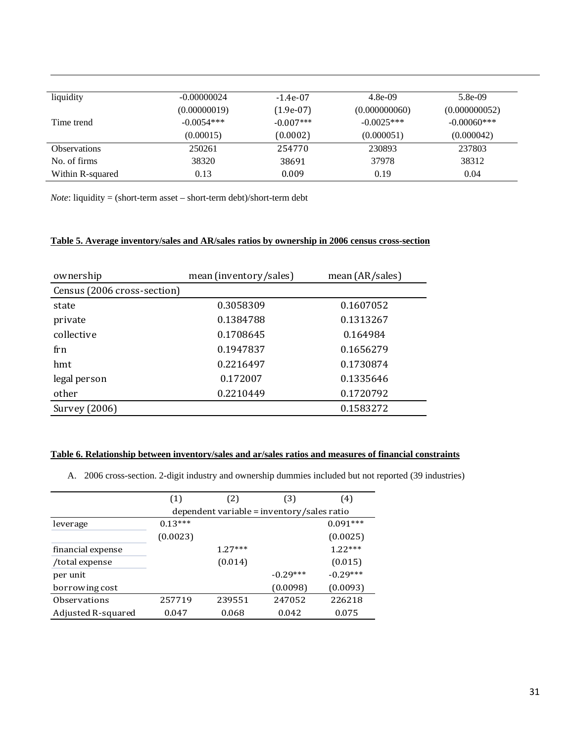| | | | | |
|---|---|---|---|---|
| liquidity | -0.00000024 | -1.4e-07 | 4.8e-09 | 5.8e-09 |
| | (0.00000019) | (1.9e-07) | (0.000000060) | (0.000000052) |
| Time trend | -0.0054*** | -0.007*** | -0.0025*** | -0.00060*** |
| | (0.00015) | (0.0002) | (0.000051) | (0.000042) |
| Observations | 250261 | 254770 | 230893 | 237803 |
| No. of firms | 38320 | 38691 | 37978 | 38312 |
| Within R-squared | 0.13 | 0.009 | 0.19 | 0.04 |

*Note*: liquidity = (short-term asset – short-term debt)/short-term debt

**Table 5. Average inventory/sales and AR/sales ratios by ownership in 2006 census cross-section**

| ownership | mean (inventory/sales) | mean (AR/sales) |
|---|---|---|
| Census (2006 cross-section) | | |
| state | 0.3058309 | 0.1607052 |
| private | 0.1384788 | 0.1313267 |
| collective | 0.1708645 | 0.164984 |
| frn | 0.1947837 | 0.1656279 |
| hmt | 0.2216497 | 0.1730874 |
| legal person | 0.172007 | 0.1335646 |
| other | 0.2210449 | 0.1720792 |
| Survey (2006) | | 0.1583272 |

**Table 6. Relationship between inventory/sales and ar/sales ratios and measures of financial constraints**

A. 2006 cross-section. 2-digit industry and ownership dummies included but not reported (39 industries)

| | (1) | (2) | (3) | (4) |
|---|---|---|---|---|
| | dependent variable = inventory/sales ratio | | | |
| leverage | 0.13*** | | | 0.091*** |
| | (0.0023) | | | (0.0025) |
| financial expense | | 1.27*** | | 1.22*** |
| /total expense | | (0.014) | | (0.015) |
| per unit | | | -0.29*** | -0.29*** |
| borrowing cost | | | (0.0098) | (0.0093) |
| Observations | 257719 | 239551 | 247052 | 226218 |
| Adjusted R-squared | 0.047 | 0.068 | 0.042 | 0.075 |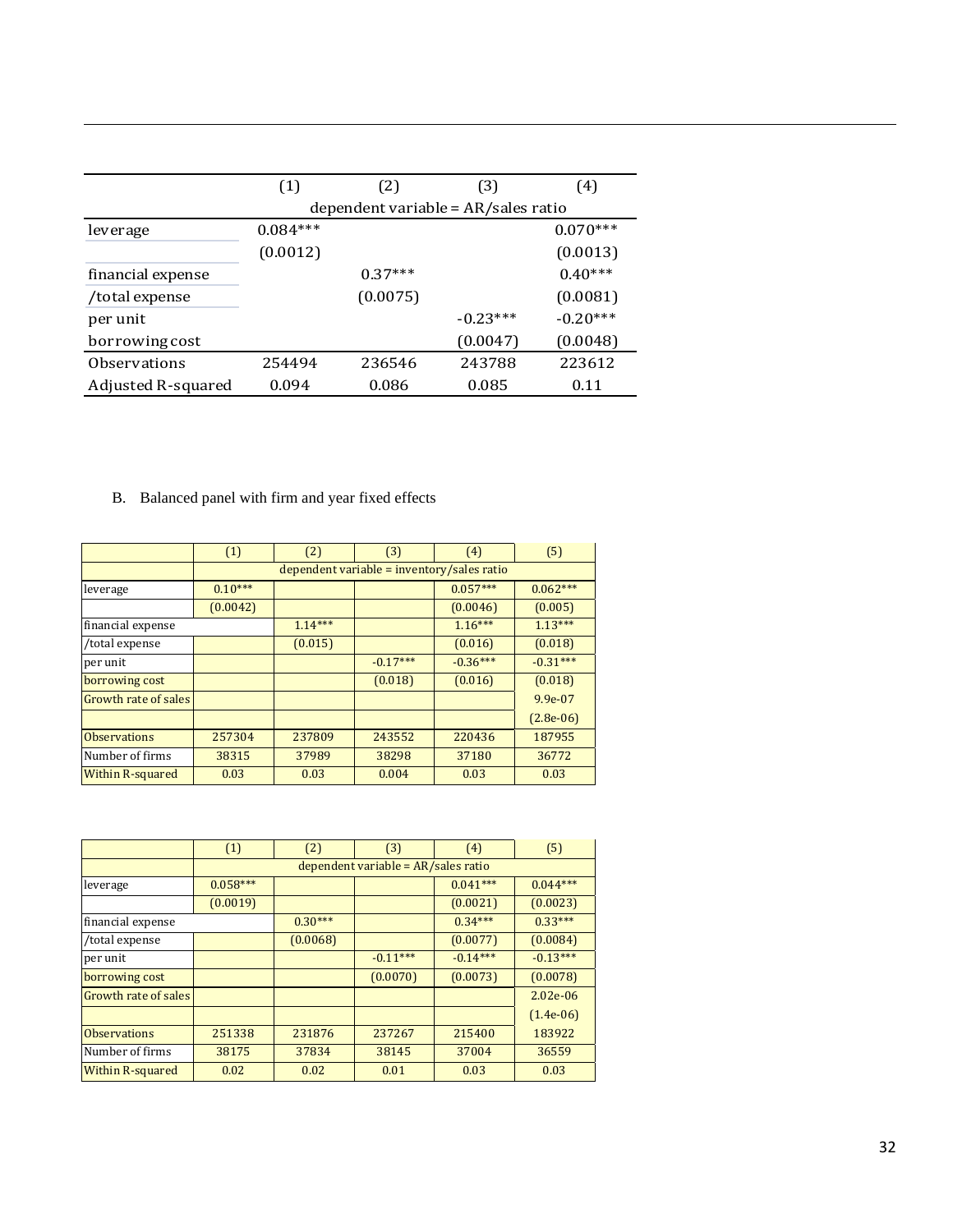|  | (1) | (2) | (3) | (4) |
|---|---|---|---|---|
|  | dependent variable = AR/sales ratio | | | |
| leverage | 0.084*** |  |  | 0.070*** |
|  | (0.0012) |  |  | (0.0013) |
| financial expense | | 0.37*** |  | 0.40*** |
| /total expense |  | (0.0075) |  | (0.0081) |
| per unit |  |  | -0.23*** | -0.20*** |
| borrowing cost |  |  | (0.0047) | (0.0048) |
| Observations | 254494 | 236546 | 243788 | 223612 |
| Adjusted R-squared | 0.094 | 0.086 | 0.085 | 0.11 |

B. Balanced panel with firm and year fixed effects

|  | (1) | (2) | (3) | (4) | (5) |
|---|---|---|---|---|---|
|  | dependent variable = inventory/sales ratio | | | | |
| leverage | 0.10*** |  |  | 0.057*** | 0.062*** |
|  | (0.0042) |  |  | (0.0046) | (0.005) |
| financial expense |  | 1.14*** |  | 1.16*** | 1.13*** |
| /total expense |  | (0.015) |  | (0.016) | (0.018) |
| per unit |  |  | -0.17*** | -0.36*** | -0.31*** |
| borrowing cost |  |  | (0.018) | (0.016) | (0.018) |
| Growth rate of sales |  |  |  |  | 9.9e-07 |
|  |  |  |  |  | (2.8e-06) |
| Observations | 257304 | 237809 | 243552 | 220436 | 187955 |
| Number of firms | 38315 | 37989 | 38298 | 37180 | 36772 |
| Within R-squared | 0.03 | 0.03 | 0.004 | 0.03 | 0.03 |

|  | (1) | (2) | (3) | (4) | (5) |
|---|---|---|---|---|---|
|  | dependent variable = AR/sales ratio | | | | |
| leverage | 0.058*** |  |  | 0.041*** | 0.044*** |
|  | (0.0019) |  |  | (0.0021) | (0.0023) |
| financial expense |  | 0.30*** |  | 0.34*** | 0.33*** |
| /total expense |  | (0.0068) |  | (0.0077) | (0.0084) |
| per unit |  |  | -0.11*** | -0.14*** | -0.13*** |
| borrowing cost |  |  | (0.0070) | (0.0073) | (0.0078) |
| Growth rate of sales |  |  |  |  | 2.02e-06 |
|  |  |  |  |  | (1.4e-06) |
| Observations | 251338 | 231876 | 237267 | 215400 | 183922 |
| Number of firms | 38175 | 37834 | 38145 | 37004 | 36559 |
| Within R-squared | 0.02 | 0.02 | 0.01 | 0.03 | 0.03 |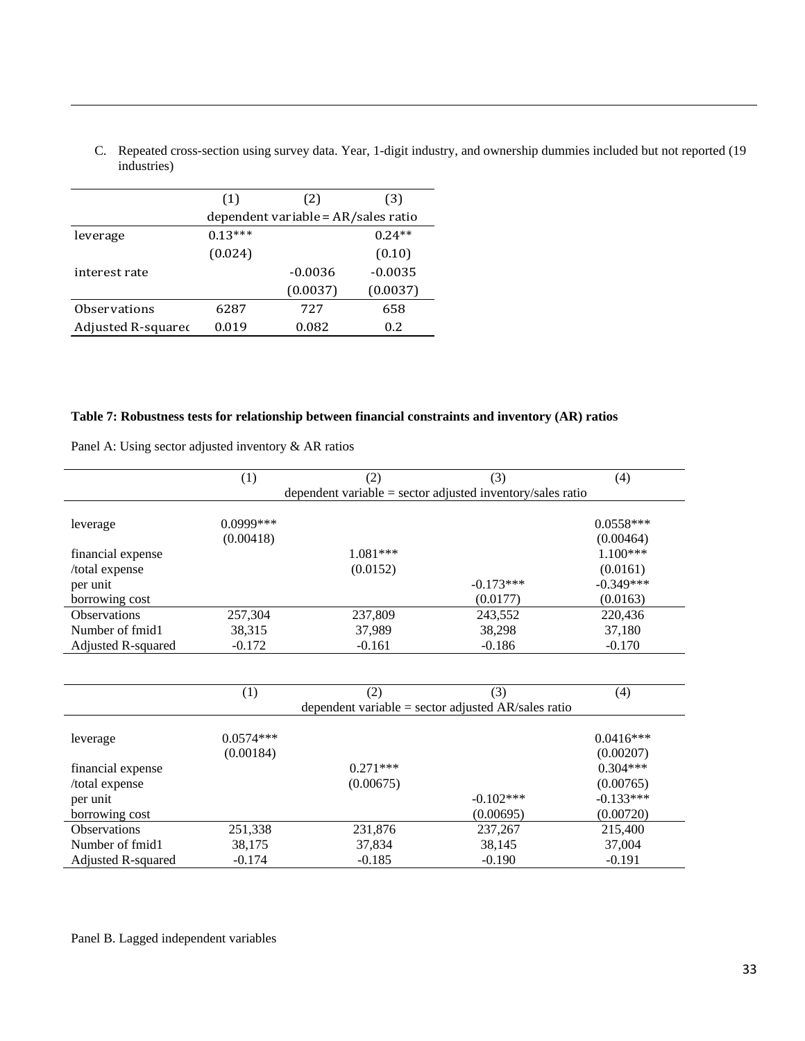C. Repeated cross-section using survey data. Year, 1-digit industry, and ownership dummies included but not reported (19 industries)

| | (1) | (2) | (3) |
|---|---|---|---|
| | dependent variable = AR/sales ratio | | |
| leverage | 0.13*** | | 0.24** |
| | (0.024) | | (0.10) |
| interest rate | | -0.0036 | -0.0035 |
| | | (0.0037) | (0.0037) |
| Observations | 6287 | 727 | 658 |
| Adjusted R-squared | 0.019 | 0.082 | 0.2 |

**Table 7: Robustness tests for relationship between financial constraints and inventory (AR) ratios**

Panel A: Using sector adjusted inventory & AR ratios

| | (1) | (2) | (3) | (4) |
|---|---|---|---|---|
| | dependent variable = sector adjusted inventory/sales ratio | | | |
| leverage | 0.0999*** | | | 0.0558*** |
| | (0.00418) | | | (0.00464) |
| financial expense | | 1.081*** | | 1.100*** |
| /total expense | | (0.0152) | | (0.0161) |
| per unit | | | -0.173*** | -0.349*** |
| borrowing cost | | | (0.0177) | (0.0163) |
| Observations | 257,304 | 237,809 | 243,552 | 220,436 |
| Number of fmid1 | 38,315 | 37,989 | 38,298 | 37,180 |
| Adjusted R-squared | -0.172 | -0.161 | -0.186 | -0.170 |

| | (1) | (2) | (3) | (4) |
|---|---|---|---|---|
| | dependent variable = sector adjusted AR/sales ratio | | | |
| leverage | 0.0574*** | | | 0.0416*** |
| | (0.00184) | | | (0.00207) |
| financial expense | | 0.271*** | | 0.304*** |
| /total expense | | (0.00675) | | (0.00765) |
| per unit | | | -0.102*** | -0.133*** |
| borrowing cost | | | (0.00695) | (0.00720) |
| Observations | 251,338 | 231,876 | 237,267 | 215,400 |
| Number of fmid1 | 38,175 | 37,834 | 38,145 | 37,004 |
| Adjusted R-squared | -0.174 | -0.185 | -0.190 | -0.191 |

Panel B. Lagged independent variables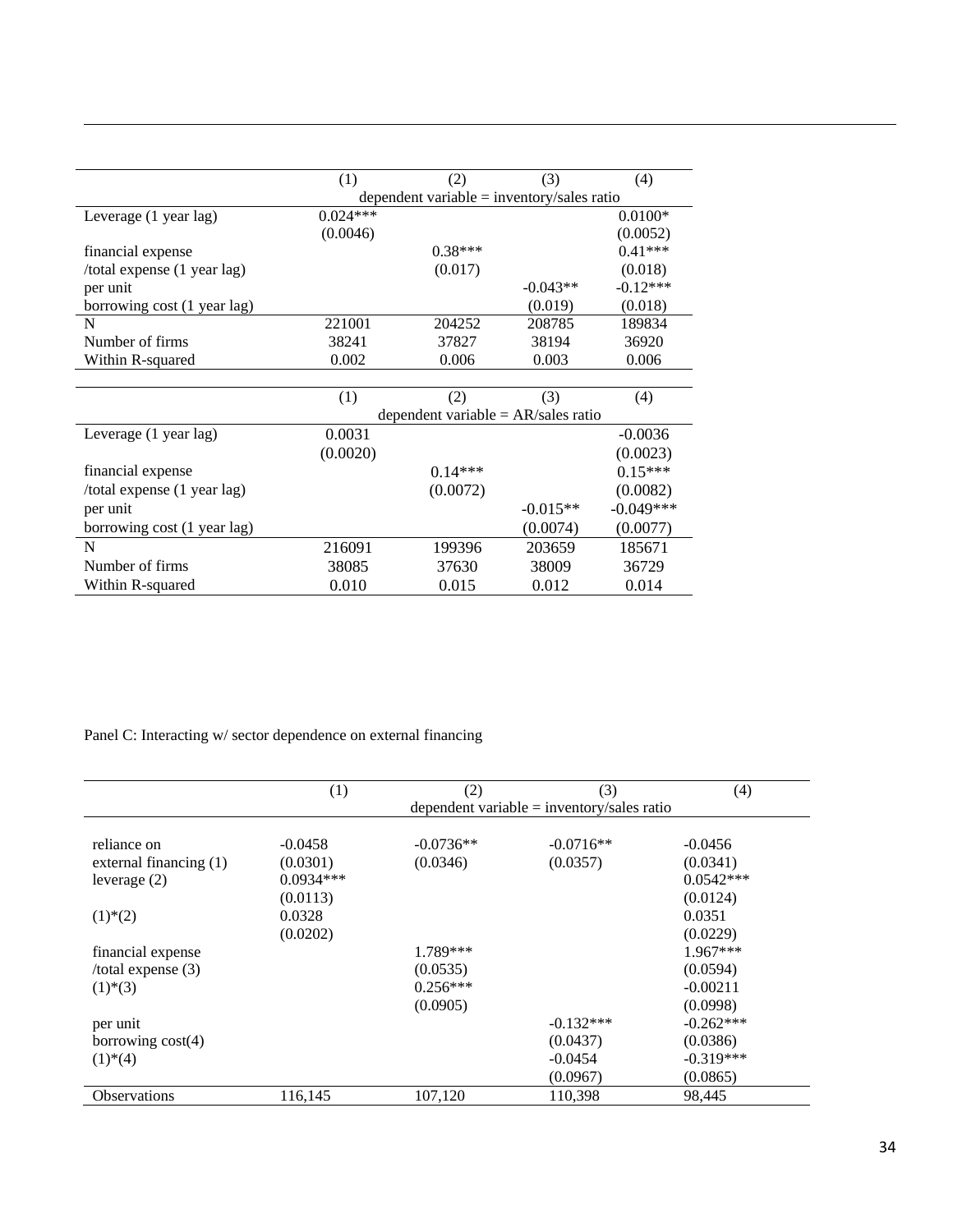|  | (1) | (2) | (3) | (4) |
|---|---|---|---|---|
|  | dependent variable = inventory/sales ratio | | | |
| Leverage (1 year lag) | 0.024*** |  |  | 0.0100* |
|  | (0.0046) |  |  | (0.0052) |
| financial expense |  | 0.38*** |  | 0.41*** |
| /total expense (1 year lag) |  | (0.017) |  | (0.018) |
| per unit |  |  | -0.043** | -0.12*** |
| borrowing cost (1 year lag) |  |  | (0.019) | (0.018) |
| N | 221001 | 204252 | 208785 | 189834 |
| Number of firms | 38241 | 37827 | 38194 | 36920 |
| Within R-squared | 0.002 | 0.006 | 0.003 | 0.006 |

|  | (1) | (2) | (3) | (4) |
|---|---|---|---|---|
|  | dependent variable = AR/sales ratio | | | |
| Leverage (1 year lag) | 0.0031 |  |  | -0.0036 |
|  | (0.0020) |  |  | (0.0023) |
| financial expense |  | 0.14*** |  | 0.15*** |
| /total expense (1 year lag) |  | (0.0072) |  | (0.0082) |
| per unit |  |  | -0.015** | -0.049*** |
| borrowing cost (1 year lag) |  |  | (0.0074) | (0.0077) |
| N | 216091 | 199396 | 203659 | 185671 |
| Number of firms | 38085 | 37630 | 38009 | 36729 |
| Within R-squared | 0.010 | 0.015 | 0.012 | 0.014 |

Panel C: Interacting w/ sector dependence on external financing

|  | (1) | (2) | (3) | (4) |
|---|---|---|---|---|
|  | dependent variable = inventory/sales ratio | | | |
| reliance on | -0.0458 | -0.0736** | -0.0716** | -0.0456 |
| external financing (1) | (0.0301) | (0.0346) | (0.0357) | (0.0341) |
| leverage (2) | 0.0934*** |  |  | 0.0542*** |
|  | (0.0113) |  |  | (0.0124) |
| (1)*(2) | 0.0328 |  |  | 0.0351 |
|  | (0.0202) |  |  | (0.0229) |
| financial expense |  | 1.789*** |  | 1.967*** |
| /total expense (3) |  | (0.0535) |  | (0.0594) |
| (1)*(3) |  | 0.256*** |  | -0.00211 |
|  |  | (0.0905) |  | (0.0998) |
| per unit |  |  | -0.132*** | -0.262*** |
| borrowing cost(4) |  |  | (0.0437) | (0.0386) |
| (1)*(4) |  |  | -0.0454 | -0.319*** |
|  |  |  | (0.0967) | (0.0865) |
| Observations | 116,145 | 107,120 | 110,398 | 98,445 |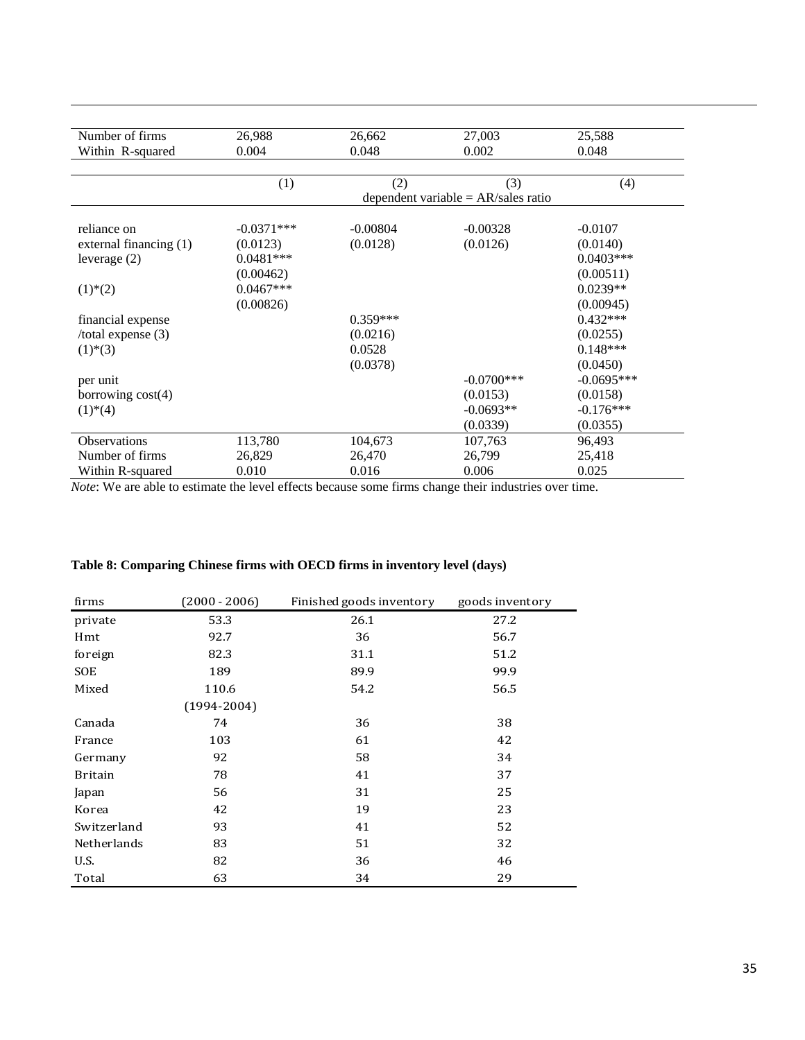| Number of firms | 26,988 | 26,662 | 27,003 | 25,588 |
|---|---|---|---|---|
| Within R-squared | 0.004 | 0.048 | 0.002 | 0.048 |

| | (1) | (2) | (3) | (4) |
|---|---|---|---|---|
| | dependent variable = AR/sales ratio | | | |
| reliance on | -0.0371*** | -0.00804 | -0.00328 | -0.0107 |
| external financing (1) | (0.0123) | (0.0128) | (0.0126) | (0.0140) |
| leverage (2) | 0.0481*** | | | 0.0403*** |
| | (0.00462) | | | (0.00511) |
| (1)*(2) | 0.0467*** | | | 0.0239** |
| | (0.00826) | | | (0.00945) |
| financial expense | | 0.359*** | | 0.432*** |
| /total expense (3) | | (0.0216) | | (0.0255) |
| (1)*(3) | | 0.0528 | | 0.148*** |
| | | (0.0378) | | (0.0450) |
| per unit | | | -0.0700*** | -0.0695*** |
| borrowing cost(4) | | | (0.0153) | (0.0158) |
| (1)*(4) | | | -0.0693** | -0.176*** |
| | | | (0.0339) | (0.0355) |
| Observations | 113,780 | 104,673 | 107,763 | 96,493 |
| Number of firms | 26,829 | 26,470 | 26,799 | 25,418 |
| Within R-squared | 0.010 | 0.016 | 0.006 | 0.025 |

*Note*: We are able to estimate the level effects because some firms change their industries over time.

**Table 8: Comparing Chinese firms with OECD firms in inventory level (days)**

| firms | (2000 - 2006) | Finished goods inventory | goods inventory |
|---|---|---|---|
| private | 53.3 | 26.1 | 27.2 |
| Hmt | 92.7 | 36 | 56.7 |
| foreign | 82.3 | 31.1 | 51.2 |
| SOE | 189 | 89.9 | 99.9 |
| Mixed | 110.6 | 54.2 | 56.5 |
| | (1994-2004) | | |
| Canada | 74 | 36 | 38 |
| France | 103 | 61 | 42 |
| Germany | 92 | 58 | 34 |
| Britain | 78 | 41 | 37 |
| Japan | 56 | 31 | 25 |
| Korea | 42 | 19 | 23 |
| Switzerland | 93 | 41 | 52 |
| Netherlands | 83 | 51 | 32 |
| U.S. | 82 | 36 | 46 |
| Total | 63 | 34 | 29 |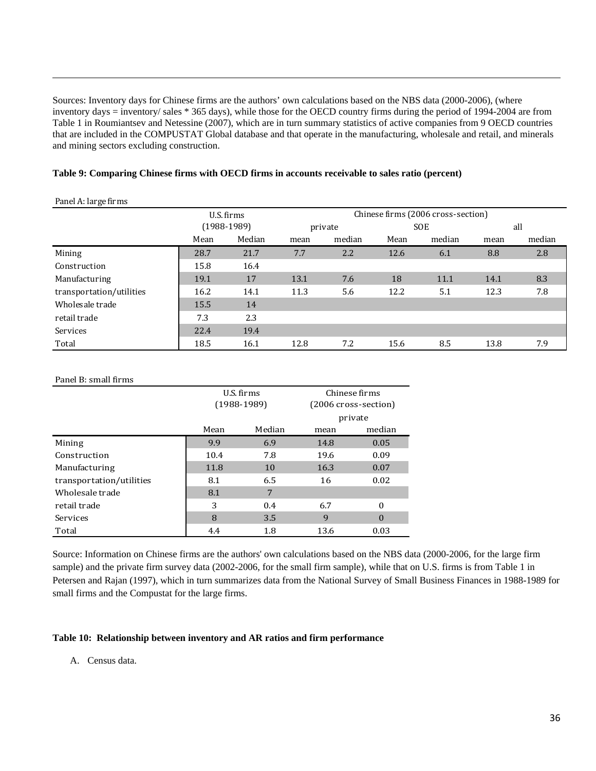Sources: Inventory days for Chinese firms are the authors' own calculations based on the NBS data (2000-2006), (where inventory days = inventory/ sales * 365 days), while those for the OECD country firms during the period of 1994-2004 are from Table 1 in Roumiantsev and Netessine (2007), which are in turn summary statistics of active companies from 9 OECD countries that are included in the COMPUSTAT Global database and that operate in the manufacturing, wholesale and retail, and minerals and mining sectors excluding construction.

**Table 9: Comparing Chinese firms with OECD firms in accounts receivable to sales ratio (percent)**

Panel A: large firms

| | U.S. firms (1988-1989) | | Chinese firms (2006 cross-section) | | | | | |
|---|---|---|---|---|---|---|---|---|
| | | | private | | SOE | | all | |
| | Mean | Median | mean | median | Mean | median | mean | median |
| Mining | 28.7 | 21.7 | 7.7 | 2.2 | 12.6 | 6.1 | 8.8 | 2.8 |
| Construction | 15.8 | 16.4 | | | | | | |
| Manufacturing | 19.1 | 17 | 13.1 | 7.6 | 18 | 11.1 | 14.1 | 8.3 |
| transportation/utilities | 16.2 | 14.1 | 11.3 | 5.6 | 12.2 | 5.1 | 12.3 | 7.8 |
| Wholesale trade | 15.5 | 14 | | | | | | |
| retail trade | 7.3 | 2.3 | | | | | | |
| Services | 22.4 | 19.4 | | | | | | |
| Total | 18.5 | 16.1 | 12.8 | 7.2 | 15.6 | 8.5 | 13.8 | 7.9 |

Panel B: small firms

| | U.S. firms (1988-1989) | | Chinese firms (2006 cross-section) | |
|---|---|---|---|---|
| | | | private | |
| | Mean | Median | mean | median |
| Mining | 9.9 | 6.9 | 14.8 | 0.05 |
| Construction | 10.4 | 7.8 | 19.6 | 0.09 |
| Manufacturing | 11.8 | 10 | 16.3 | 0.07 |
| transportation/utilities | 8.1 | 6.5 | 16 | 0.02 |
| Wholesale trade | 8.1 | 7 | | |
| retail trade | 3 | 0.4 | 6.7 | 0 |
| Services | 8 | 3.5 | 9 | 0 |
| Total | 4.4 | 1.8 | 13.6 | 0.03 |

Source: Information on Chinese firms are the authors' own calculations based on the NBS data (2000-2006, for the large firm sample) and the private firm survey data (2002-2006, for the small firm sample), while that on U.S. firms is from Table 1 in Petersen and Rajan (1997), which in turn summarizes data from the National Survey of Small Business Finances in 1988-1989 for small firms and the Compustat for the large firms.

**Table 10: Relationship between inventory and AR ratios and firm performance**

A. Census data.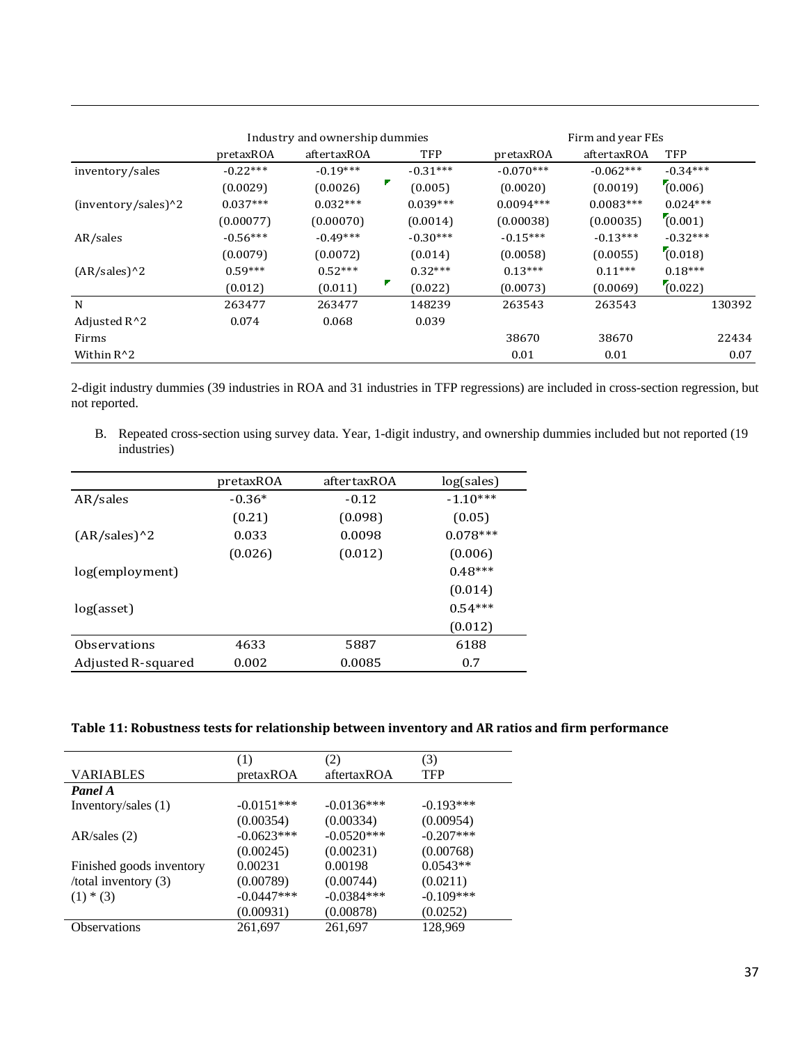| | Industry and ownership dummies | | | Firm and year FEs | | |
|---|---|---|---|---|---|---|
| | pretaxROA | aftertaxROA | TFP | pretaxROA | aftertaxROA | TFP |
| inventory/sales | -0.22*** | -0.19*** | -0.31*** | -0.070*** | -0.062*** | -0.34*** |
| | (0.0029) | (0.0026) | (0.005) | (0.0020) | (0.0019) | (0.006) |
| (inventory/sales)^2 | 0.037*** | 0.032*** | 0.039*** | 0.0094*** | 0.0083*** | 0.024*** |
| | (0.00077) | (0.00070) | (0.0014) | (0.00038) | (0.00035) | (0.001) |
| AR/sales | -0.56*** | -0.49*** | -0.30*** | -0.15*** | -0.13*** | -0.32*** |
| | (0.0079) | (0.0072) | (0.014) | (0.0058) | (0.0055) | (0.018) |
| (AR/sales)^2 | 0.59*** | 0.52*** | 0.32*** | 0.13*** | 0.11*** | 0.18*** |
| | (0.012) | (0.011) | (0.022) | (0.0073) | (0.0069) | (0.022) |
| N | 263477 | 263477 | 148239 | 263543 | 263543 | 130392 |
| Adjusted R^2 | 0.074 | 0.068 | 0.039 | | | |
| Firms | | | | 38670 | 38670 | 22434 |
| Within R^2 | | | | 0.01 | 0.01 | 0.07 |

2-digit industry dummies (39 industries in ROA and 31 industries in TFP regressions) are included in cross-section regression, but not reported.

B. Repeated cross-section using survey data. Year, 1-digit industry, and ownership dummies included but not reported (19 industries)

| | pretaxROA | aftertaxROA | log(sales) |
|---|---|---|---|
| AR/sales | -0.36* | -0.12 | -1.10*** |
| | (0.21) | (0.098) | (0.05) |
| (AR/sales)^2 | 0.033 | 0.0098 | 0.078*** |
| | (0.026) | (0.012) | (0.006) |
| log(employment) | | | 0.48*** |
| | | | (0.014) |
| log(asset) | | | 0.54*** |
| | | | (0.012) |
| Observations | 4633 | 5887 | 6188 |
| Adjusted R-squared | 0.002 | 0.0085 | 0.7 |

**Table 11: Robustness tests for relationship between inventory and AR ratios and firm performance**

| | (1) | (2) | (3) |
|---|---|---|---|
| VARIABLES | pretaxROA | aftertaxROA | TFP |
| ***Panel A*** | | | |
| Inventory/sales (1) | -0.0151*** | -0.0136*** | -0.193*** |
| | (0.00354) | (0.00334) | (0.00954) |
| AR/sales (2) | -0.0623*** | -0.0520*** | -0.207*** |
| | (0.00245) | (0.00231) | (0.00768) |
| Finished goods inventory /total inventory (3) | 0.00231 | 0.00198 | 0.0543** |
| | (0.00789) | (0.00744) | (0.0211) |
| (1) * (3) | -0.0447*** | -0.0384*** | -0.109*** |
| | (0.00931) | (0.00878) | (0.0252) |
| Observations | 261,697 | 261,697 | 128,969 |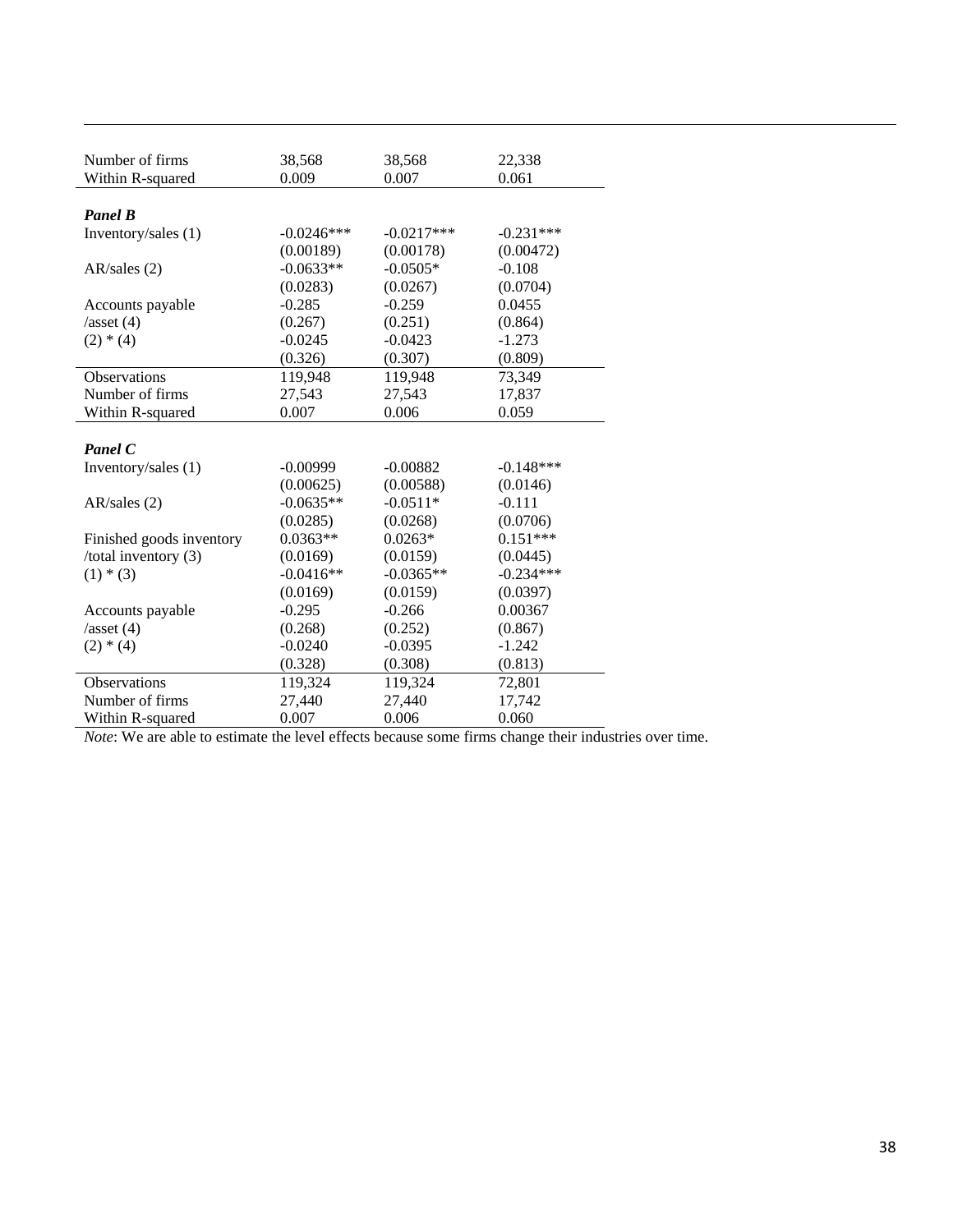| | | | |
|---|---|---|---|
| Number of firms | 38,568 | 38,568 | 22,338 |
| Within R-squared | 0.009 | 0.007 | 0.061 |
| ***Panel B*** | | | |
| Inventory/sales (1) | -0.0246*** | -0.0217*** | -0.231*** |
| | (0.00189) | (0.00178) | (0.00472) |
| AR/sales (2) | -0.0633** | -0.0505* | -0.108 |
| | (0.0283) | (0.0267) | (0.0704) |
| Accounts payable | -0.285 | -0.259 | 0.0455 |
| /asset (4) | (0.267) | (0.251) | (0.864) |
| (2) * (4) | -0.0245 | -0.0423 | -1.273 |
| | (0.326) | (0.307) | (0.809) |
| Observations | 119,948 | 119,948 | 73,349 |
| Number of firms | 27,543 | 27,543 | 17,837 |
| Within R-squared | 0.007 | 0.006 | 0.059 |
| ***Panel C*** | | | |
| Inventory/sales (1) | -0.00999 | -0.00882 | -0.148*** |
| | (0.00625) | (0.00588) | (0.0146) |
| AR/sales (2) | -0.0635** | -0.0511* | -0.111 |
| | (0.0285) | (0.0268) | (0.0706) |
| Finished goods inventory | 0.0363** | 0.0263* | 0.151*** |
| /total inventory (3) | (0.0169) | (0.0159) | (0.0445) |
| (1) * (3) | -0.0416** | -0.0365** | -0.234*** |
| | (0.0169) | (0.0159) | (0.0397) |
| Accounts payable | -0.295 | -0.266 | 0.00367 |
| /asset (4) | (0.268) | (0.252) | (0.867) |
| (2) * (4) | -0.0240 | -0.0395 | -1.242 |
| | (0.328) | (0.308) | (0.813) |
| Observations | 119,324 | 119,324 | 72,801 |
| Number of firms | 27,440 | 27,440 | 17,742 |
| Within R-squared | 0.007 | 0.006 | 0.060 |

*Note*: We are able to estimate the level effects because some firms change their industries over time.